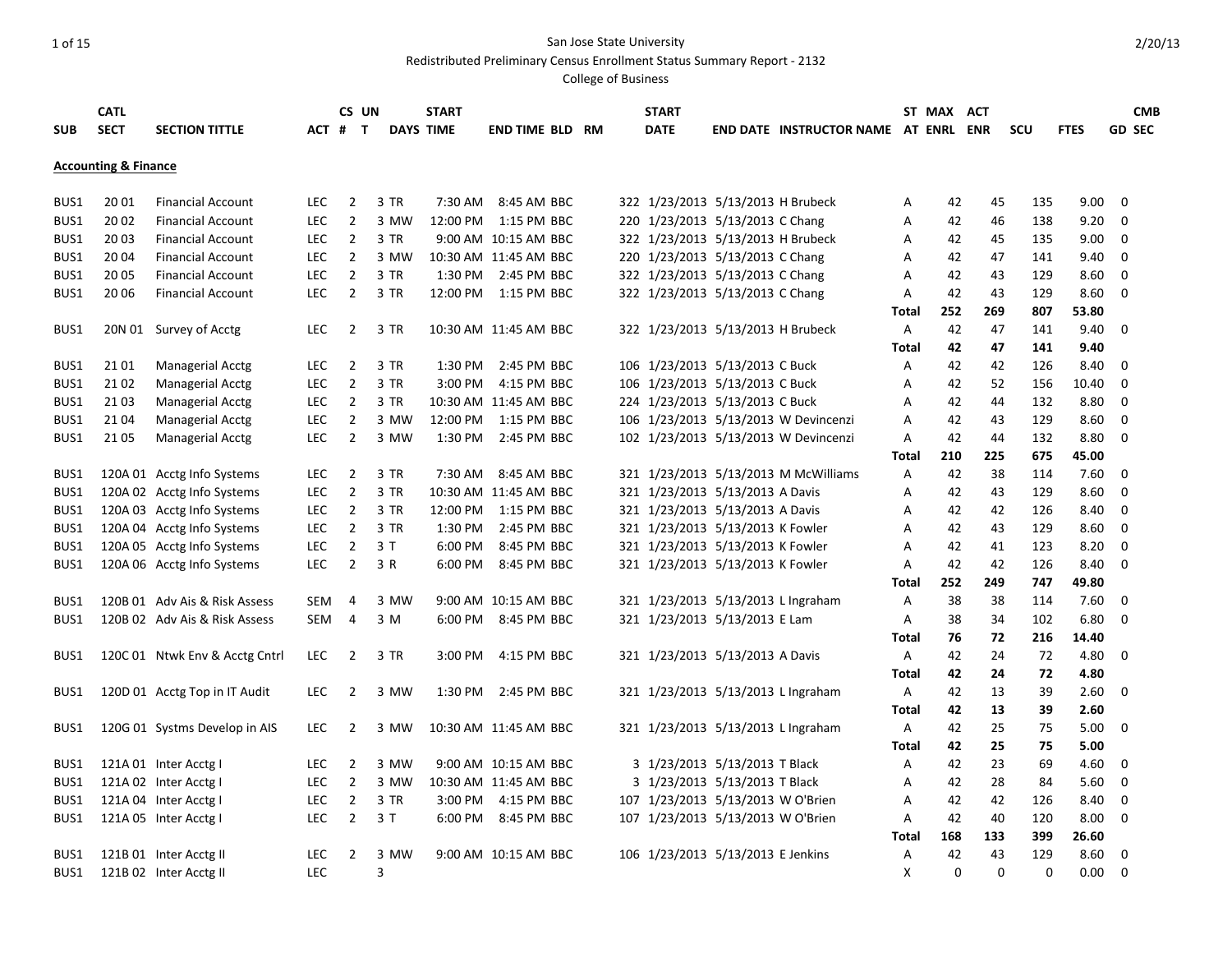San Jose State University

Redistributed Preliminary Census Enrollment Status Summary Report - 2132

College of Business

| SUB | CATL SECT | SECTION TITTLE | ACT | CS # | UN T | DAYS | START TIME | END TIME | BLD | RM | START DATE | END DATE | INSTRUCTOR NAME | ST AT | MAX ENRL | ACT ENR | SCU | FTES | GD | CMB SEC |
|---|---|---|---|---|---|---|---|---|---|---|---|---|---|---|---|---|---|---|---|---|
| **Accounting & Finance** | | | | | | | | | | | | | | | | | | | | |
| BUS1 | 20 01 | Financial Account | LEC | 2 | 3 | TR | 7:30 AM | 8:45 AM | BBC | 322 | 1/23/2013 | 5/13/2013 | H Brubeck | A | 42 | 45 | 135 | 9.00 | 0 | |
| BUS1 | 20 02 | Financial Account | LEC | 2 | 3 | MW | 12:00 PM | 1:15 PM | BBC | 220 | 1/23/2013 | 5/13/2013 | C Chang | A | 42 | 46 | 138 | 9.20 | 0 | |
| BUS1 | 20 03 | Financial Account | LEC | 2 | 3 | TR | 9:00 AM | 10:15 AM | BBC | 322 | 1/23/2013 | 5/13/2013 | H Brubeck | A | 42 | 45 | 135 | 9.00 | 0 | |
| BUS1 | 20 04 | Financial Account | LEC | 2 | 3 | MW | 10:30 AM | 11:45 AM | BBC | 220 | 1/23/2013 | 5/13/2013 | C Chang | A | 42 | 47 | 141 | 9.40 | 0 | |
| BUS1 | 20 05 | Financial Account | LEC | 2 | 3 | TR | 1:30 PM | 2:45 PM | BBC | 322 | 1/23/2013 | 5/13/2013 | C Chang | A | 42 | 43 | 129 | 8.60 | 0 | |
| BUS1 | 20 06 | Financial Account | LEC | 2 | 3 | TR | 12:00 PM | 1:15 PM | BBC | 322 | 1/23/2013 | 5/13/2013 | C Chang | A | 42 | 43 | 129 | 8.60 | 0 | |
| | | | | | | | | | | | | | | **Total** | **252** | **269** | **807** | **53.80** | | |
| BUS1 | 20N 01 | Survey of Acctg | LEC | 2 | 3 | TR | 10:30 AM | 11:45 AM | BBC | 322 | 1/23/2013 | 5/13/2013 | H Brubeck | A | 42 | 47 | 141 | 9.40 | 0 | |
| | | | | | | | | | | | | | | **Total** | **42** | **47** | **141** | **9.40** | | |
| BUS1 | 21 01 | Managerial Acctg | LEC | 2 | 3 | TR | 1:30 PM | 2:45 PM | BBC | 106 | 1/23/2013 | 5/13/2013 | C Buck | A | 42 | 42 | 126 | 8.40 | 0 | |
| BUS1 | 21 02 | Managerial Acctg | LEC | 2 | 3 | TR | 3:00 PM | 4:15 PM | BBC | 106 | 1/23/2013 | 5/13/2013 | C Buck | A | 42 | 52 | 156 | 10.40 | 0 | |
| BUS1 | 21 03 | Managerial Acctg | LEC | 2 | 3 | TR | 10:30 AM | 11:45 AM | BBC | 224 | 1/23/2013 | 5/13/2013 | C Buck | A | 42 | 44 | 132 | 8.80 | 0 | |
| BUS1 | 21 04 | Managerial Acctg | LEC | 2 | 3 | MW | 12:00 PM | 1:15 PM | BBC | 106 | 1/23/2013 | 5/13/2013 | W Devincenzi | A | 42 | 43 | 129 | 8.60 | 0 | |
| BUS1 | 21 05 | Managerial Acctg | LEC | 2 | 3 | MW | 1:30 PM | 2:45 PM | BBC | 102 | 1/23/2013 | 5/13/2013 | W Devincenzi | A | 42 | 44 | 132 | 8.80 | 0 | |
| | | | | | | | | | | | | | | **Total** | **210** | **225** | **675** | **45.00** | | |
| BUS1 | 120A 01 | Acctg Info Systems | LEC | 2 | 3 | TR | 7:30 AM | 8:45 AM | BBC | 321 | 1/23/2013 | 5/13/2013 | M McWilliams | A | 42 | 38 | 114 | 7.60 | 0 | |
| BUS1 | 120A 02 | Acctg Info Systems | LEC | 2 | 3 | TR | 10:30 AM | 11:45 AM | BBC | 321 | 1/23/2013 | 5/13/2013 | A Davis | A | 42 | 43 | 129 | 8.60 | 0 | |
| BUS1 | 120A 03 | Acctg Info Systems | LEC | 2 | 3 | TR | 12:00 PM | 1:15 PM | BBC | 321 | 1/23/2013 | 5/13/2013 | A Davis | A | 42 | 42 | 126 | 8.40 | 0 | |
| BUS1 | 120A 04 | Acctg Info Systems | LEC | 2 | 3 | TR | 1:30 PM | 2:45 PM | BBC | 321 | 1/23/2013 | 5/13/2013 | K Fowler | A | 42 | 43 | 129 | 8.60 | 0 | |
| BUS1 | 120A 05 | Acctg Info Systems | LEC | 2 | 3 | T | 6:00 PM | 8:45 PM | BBC | 321 | 1/23/2013 | 5/13/2013 | K Fowler | A | 42 | 41 | 123 | 8.20 | 0 | |
| BUS1 | 120A 06 | Acctg Info Systems | LEC | 2 | 3 | R | 6:00 PM | 8:45 PM | BBC | 321 | 1/23/2013 | 5/13/2013 | K Fowler | A | 42 | 42 | 126 | 8.40 | 0 | |
| | | | | | | | | | | | | | | **Total** | **252** | **249** | **747** | **49.80** | | |
| BUS1 | 120B 01 | Adv Ais & Risk Assess | SEM | 4 | 3 | MW | 9:00 AM | 10:15 AM | BBC | 321 | 1/23/2013 | 5/13/2013 | L Ingraham | A | 38 | 38 | 114 | 7.60 | 0 | |
| BUS1 | 120B 02 | Adv Ais & Risk Assess | SEM | 4 | 3 | M | 6:00 PM | 8:45 PM | BBC | 321 | 1/23/2013 | 5/13/2013 | E Lam | A | 38 | 34 | 102 | 6.80 | 0 | |
| | | | | | | | | | | | | | | **Total** | **76** | **72** | **216** | **14.40** | | |
| BUS1 | 120C 01 | Ntwk Env & Acctg Cntrl | LEC | 2 | 3 | TR | 3:00 PM | 4:15 PM | BBC | 321 | 1/23/2013 | 5/13/2013 | A Davis | A | 42 | 24 | 72 | 4.80 | 0 | |
| | | | | | | | | | | | | | | **Total** | **42** | **24** | **72** | **4.80** | | |
| BUS1 | 120D 01 | Acctg Top in IT Audit | LEC | 2 | 3 | MW | 1:30 PM | 2:45 PM | BBC | 321 | 1/23/2013 | 5/13/2013 | L Ingraham | A | 42 | 13 | 39 | 2.60 | 0 | |
| | | | | | | | | | | | | | | **Total** | **42** | **13** | **39** | **2.60** | | |
| BUS1 | 120G 01 | Systms Develop in AIS | LEC | 2 | 3 | MW | 10:30 AM | 11:45 AM | BBC | 321 | 1/23/2013 | 5/13/2013 | L Ingraham | A | 42 | 25 | 75 | 5.00 | 0 | |
| | | | | | | | | | | | | | | **Total** | **42** | **25** | **75** | **5.00** | | |
| BUS1 | 121A 01 | Inter Acctg I | LEC | 2 | 3 | MW | 9:00 AM | 10:15 AM | BBC | 3 | 1/23/2013 | 5/13/2013 | T Black | A | 42 | 23 | 69 | 4.60 | 0 | |
| BUS1 | 121A 02 | Inter Acctg I | LEC | 2 | 3 | MW | 10:30 AM | 11:45 AM | BBC | 3 | 1/23/2013 | 5/13/2013 | T Black | A | 42 | 28 | 84 | 5.60 | 0 | |
| BUS1 | 121A 04 | Inter Acctg I | LEC | 2 | 3 | TR | 3:00 PM | 4:15 PM | BBC | 107 | 1/23/2013 | 5/13/2013 | W O'Brien | A | 42 | 42 | 126 | 8.40 | 0 | |
| BUS1 | 121A 05 | Inter Acctg I | LEC | 2 | 3 | T | 6:00 PM | 8:45 PM | BBC | 107 | 1/23/2013 | 5/13/2013 | W O'Brien | A | 42 | 40 | 120 | 8.00 | 0 | |
| | | | | | | | | | | | | | | **Total** | **168** | **133** | **399** | **26.60** | | |
| BUS1 | 121B 01 | Inter Acctg II | LEC | 2 | 3 | MW | 9:00 AM | 10:15 AM | BBC | 106 | 1/23/2013 | 5/13/2013 | E Jenkins | A | 42 | 43 | 129 | 8.60 | 0 | |
| BUS1 | 121B 02 | Inter Acctg II | LEC | | 3 | | | | | | | | | X | 0 | 0 | 0 | 0.00 | 0 | |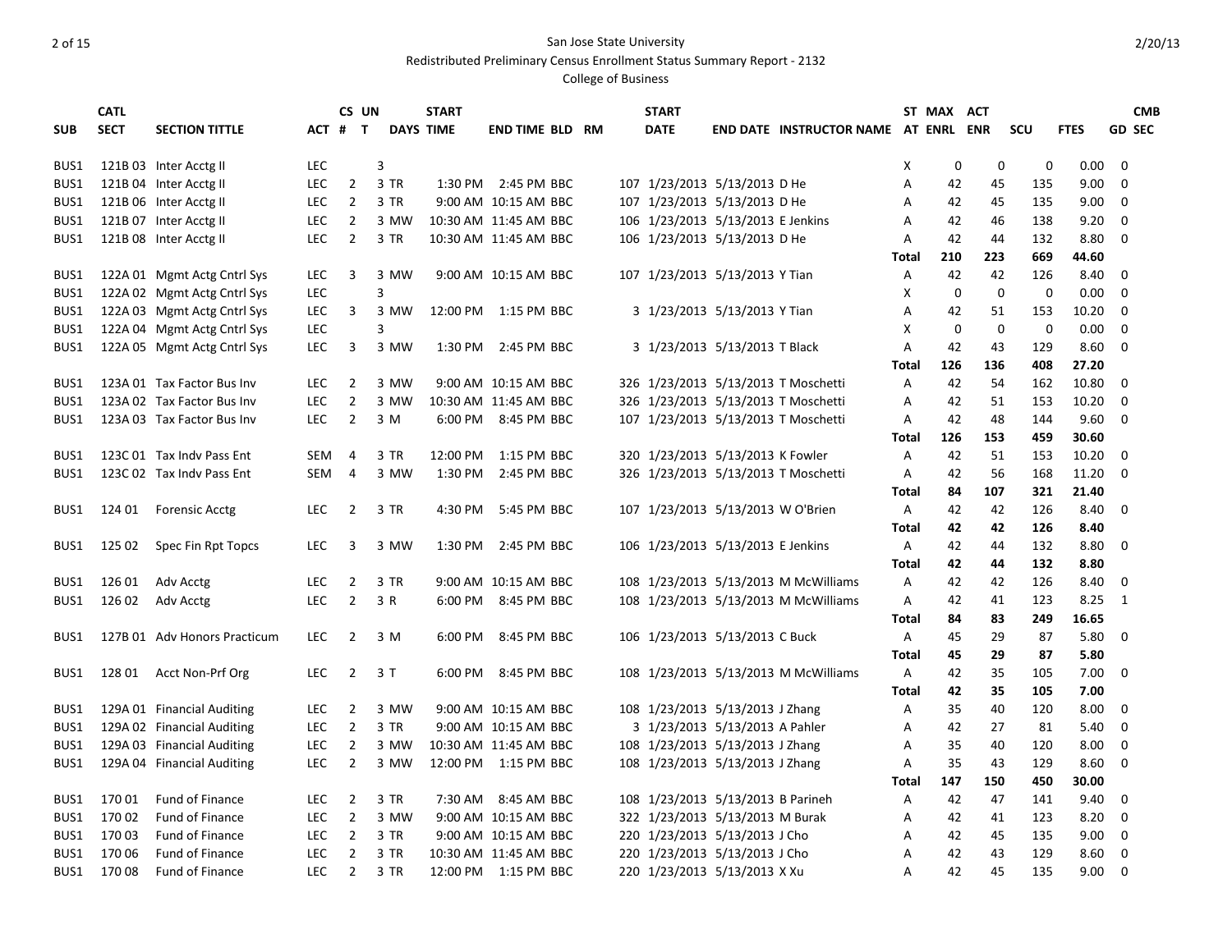San Jose State University

Redistributed Preliminary Census Enrollment Status Summary Report - 2132

College of Business

| SUB | CATL SECT | SECTION TITTLE | ACT | CS # | UN T | DAYS | START TIME | END TIME | BLD | RM | START DATE | END DATE | INSTRUCTOR NAME | ST AT | MAX ENRL | ACT ENR | SCU | FTES | CMB GD | SEC |
|---|---|---|---|---|---|---|---|---|---|---|---|---|---|---|---|---|---|---|---|---|
| BUS1 | 121B 03 | Inter Acctg II | LEC | | 3 | | | | | | | | | X | 0 | 0 | 0 | 0.00 | 0 | |
| BUS1 | 121B 04 | Inter Acctg II | LEC | 2 | 3 | TR | 1:30 PM | 2:45 PM | BBC | 107 | 1/23/2013 | 5/13/2013 | D He | A | 42 | 45 | 135 | 9.00 | 0 | |
| BUS1 | 121B 06 | Inter Acctg II | LEC | 2 | 3 | TR | 9:00 AM | 10:15 AM | BBC | 107 | 1/23/2013 | 5/13/2013 | D He | A | 42 | 45 | 135 | 9.00 | 0 | |
| BUS1 | 121B 07 | Inter Acctg II | LEC | 2 | 3 | MW | 10:30 AM | 11:45 AM | BBC | 106 | 1/23/2013 | 5/13/2013 | E Jenkins | A | 42 | 46 | 138 | 9.20 | 0 | |
| BUS1 | 121B 08 | Inter Acctg II | LEC | 2 | 3 | TR | 10:30 AM | 11:45 AM | BBC | 106 | 1/23/2013 | 5/13/2013 | D He | A | 42 | 44 | 132 | 8.80 | 0 | |
| | | | | | | | | | | | | | | **Total** | **210** | **223** | **669** | **44.60** | | |
| BUS1 | 122A 01 | Mgmt Actg Cntrl Sys | LEC | 3 | 3 | MW | 9:00 AM | 10:15 AM | BBC | 107 | 1/23/2013 | 5/13/2013 | Y Tian | A | 42 | 42 | 126 | 8.40 | 0 | |
| BUS1 | 122A 02 | Mgmt Actg Cntrl Sys | LEC | | 3 | | | | | | | | | X | 0 | 0 | 0 | 0.00 | 0 | |
| BUS1 | 122A 03 | Mgmt Actg Cntrl Sys | LEC | 3 | 3 | MW | 12:00 PM | 1:15 PM | BBC | 3 | 1/23/2013 | 5/13/2013 | Y Tian | A | 42 | 51 | 153 | 10.20 | 0 | |
| BUS1 | 122A 04 | Mgmt Actg Cntrl Sys | LEC | | 3 | | | | | | | | | X | 0 | 0 | 0 | 0.00 | 0 | |
| BUS1 | 122A 05 | Mgmt Actg Cntrl Sys | LEC | 3 | 3 | MW | 1:30 PM | 2:45 PM | BBC | 3 | 1/23/2013 | 5/13/2013 | T Black | A | 42 | 43 | 129 | 8.60 | 0 | |
| | | | | | | | | | | | | | | **Total** | **126** | **136** | **408** | **27.20** | | |
| BUS1 | 123A 01 | Tax Factor Bus Inv | LEC | 2 | 3 | MW | 9:00 AM | 10:15 AM | BBC | 326 | 1/23/2013 | 5/13/2013 | T Moschetti | A | 42 | 54 | 162 | 10.80 | 0 | |
| BUS1 | 123A 02 | Tax Factor Bus Inv | LEC | 2 | 3 | MW | 10:30 AM | 11:45 AM | BBC | 326 | 1/23/2013 | 5/13/2013 | T Moschetti | A | 42 | 51 | 153 | 10.20 | 0 | |
| BUS1 | 123A 03 | Tax Factor Bus Inv | LEC | 2 | 3 | M | 6:00 PM | 8:45 PM | BBC | 107 | 1/23/2013 | 5/13/2013 | T Moschetti | A | 42 | 48 | 144 | 9.60 | 0 | |
| | | | | | | | | | | | | | | **Total** | **126** | **153** | **459** | **30.60** | | |
| BUS1 | 123C 01 | Tax Indv Pass Ent | SEM | 4 | 3 | TR | 12:00 PM | 1:15 PM | BBC | 320 | 1/23/2013 | 5/13/2013 | K Fowler | A | 42 | 51 | 153 | 10.20 | 0 | |
| BUS1 | 123C 02 | Tax Indv Pass Ent | SEM | 4 | 3 | MW | 1:30 PM | 2:45 PM | BBC | 326 | 1/23/2013 | 5/13/2013 | T Moschetti | A | 42 | 56 | 168 | 11.20 | 0 | |
| | | | | | | | | | | | | | | **Total** | **84** | **107** | **321** | **21.40** | | |
| BUS1 | 124 01 | Forensic Acctg | LEC | 2 | 3 | TR | 4:30 PM | 5:45 PM | BBC | 107 | 1/23/2013 | 5/13/2013 | W O'Brien | A | 42 | 42 | 126 | 8.40 | 0 | |
| | | | | | | | | | | | | | | **Total** | **42** | **42** | **126** | **8.40** | | |
| BUS1 | 125 02 | Spec Fin Rpt Topcs | LEC | 3 | 3 | MW | 1:30 PM | 2:45 PM | BBC | 106 | 1/23/2013 | 5/13/2013 | E Jenkins | A | 42 | 44 | 132 | 8.80 | 0 | |
| | | | | | | | | | | | | | | **Total** | **42** | **44** | **132** | **8.80** | | |
| BUS1 | 126 01 | Adv Acctg | LEC | 2 | 3 | TR | 9:00 AM | 10:15 AM | BBC | 108 | 1/23/2013 | 5/13/2013 | M McWilliams | A | 42 | 42 | 126 | 8.40 | 0 | |
| BUS1 | 126 02 | Adv Acctg | LEC | 2 | 3 | R | 6:00 PM | 8:45 PM | BBC | 108 | 1/23/2013 | 5/13/2013 | M McWilliams | A | 42 | 41 | 123 | 8.25 | 1 | |
| | | | | | | | | | | | | | | **Total** | **84** | **83** | **249** | **16.65** | | |
| BUS1 | 127B 01 | Adv Honors Practicum | LEC | 2 | 3 | M | 6:00 PM | 8:45 PM | BBC | 106 | 1/23/2013 | 5/13/2013 | C Buck | A | 45 | 29 | 87 | 5.80 | 0 | |
| | | | | | | | | | | | | | | **Total** | **45** | **29** | **87** | **5.80** | | |
| BUS1 | 128 01 | Acct Non-Prf Org | LEC | 2 | 3 | T | 6:00 PM | 8:45 PM | BBC | 108 | 1/23/2013 | 5/13/2013 | M McWilliams | A | 42 | 35 | 105 | 7.00 | 0 | |
| | | | | | | | | | | | | | | **Total** | **42** | **35** | **105** | **7.00** | | |
| BUS1 | 129A 01 | Financial Auditing | LEC | 2 | 3 | MW | 9:00 AM | 10:15 AM | BBC | 108 | 1/23/2013 | 5/13/2013 | J Zhang | A | 35 | 40 | 120 | 8.00 | 0 | |
| BUS1 | 129A 02 | Financial Auditing | LEC | 2 | 3 | TR | 9:00 AM | 10:15 AM | BBC | 3 | 1/23/2013 | 5/13/2013 | A Pahler | A | 42 | 27 | 81 | 5.40 | 0 | |
| BUS1 | 129A 03 | Financial Auditing | LEC | 2 | 3 | MW | 10:30 AM | 11:45 AM | BBC | 108 | 1/23/2013 | 5/13/2013 | J Zhang | A | 35 | 40 | 120 | 8.00 | 0 | |
| BUS1 | 129A 04 | Financial Auditing | LEC | 2 | 3 | MW | 12:00 PM | 1:15 PM | BBC | 108 | 1/23/2013 | 5/13/2013 | J Zhang | A | 35 | 43 | 129 | 8.60 | 0 | |
| | | | | | | | | | | | | | | **Total** | **147** | **150** | **450** | **30.00** | | |
| BUS1 | 170 01 | Fund of Finance | LEC | 2 | 3 | TR | 7:30 AM | 8:45 AM | BBC | 108 | 1/23/2013 | 5/13/2013 | B Parineh | A | 42 | 47 | 141 | 9.40 | 0 | |
| BUS1 | 170 02 | Fund of Finance | LEC | 2 | 3 | MW | 9:00 AM | 10:15 AM | BBC | 322 | 1/23/2013 | 5/13/2013 | M Burak | A | 42 | 41 | 123 | 8.20 | 0 | |
| BUS1 | 170 03 | Fund of Finance | LEC | 2 | 3 | TR | 9:00 AM | 10:15 AM | BBC | 220 | 1/23/2013 | 5/13/2013 | J Cho | A | 42 | 45 | 135 | 9.00 | 0 | |
| BUS1 | 170 06 | Fund of Finance | LEC | 2 | 3 | TR | 10:30 AM | 11:45 AM | BBC | 220 | 1/23/2013 | 5/13/2013 | J Cho | A | 42 | 43 | 129 | 8.60 | 0 | |
| BUS1 | 170 08 | Fund of Finance | LEC | 2 | 3 | TR | 12:00 PM | 1:15 PM | BBC | 220 | 1/23/2013 | 5/13/2013 | X Xu | A | 42 | 45 | 135 | 9.00 | 0 | |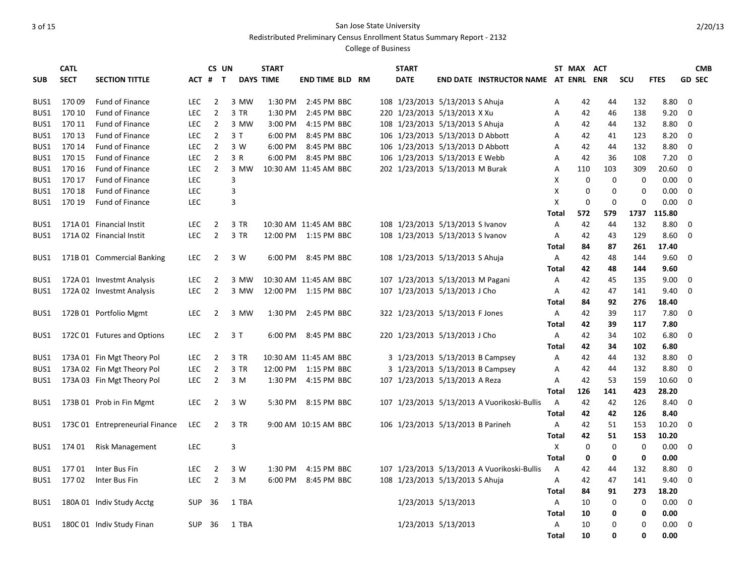San Jose State University

Redistributed Preliminary Census Enrollment Status Summary Report - 2132

College of Business

| SUB | CATL SECT | SECTION TITTLE | ACT | CS # | UN T | DAYS | START TIME | END TIME | BLD | RM | START DATE | END DATE | INSTRUCTOR NAME | ST AT | MAX ENRL | ACT ENR | SCU | FTES | CMB GD | SEC |
|---|---|---|---|---|---|---|---|---|---|---|---|---|---|---|---|---|---|---|---|---|
| BUS1 | 170 09 | Fund of Finance | LEC | 2 | 3 | MW | 1:30 PM | 2:45 PM | BBC | 108 | 1/23/2013 | 5/13/2013 | S Ahuja | A | 42 | 44 | 132 | 8.80 | 0 | |
| BUS1 | 170 10 | Fund of Finance | LEC | 2 | 3 | TR | 1:30 PM | 2:45 PM | BBC | 220 | 1/23/2013 | 5/13/2013 | X Xu | A | 42 | 46 | 138 | 9.20 | 0 | |
| BUS1 | 170 11 | Fund of Finance | LEC | 2 | 3 | MW | 3:00 PM | 4:15 PM | BBC | 108 | 1/23/2013 | 5/13/2013 | S Ahuja | A | 42 | 44 | 132 | 8.80 | 0 | |
| BUS1 | 170 13 | Fund of Finance | LEC | 2 | 3 | T | 6:00 PM | 8:45 PM | BBC | 106 | 1/23/2013 | 5/13/2013 | D Abbott | A | 42 | 41 | 123 | 8.20 | 0 | |
| BUS1 | 170 14 | Fund of Finance | LEC | 2 | 3 | W | 6:00 PM | 8:45 PM | BBC | 106 | 1/23/2013 | 5/13/2013 | D Abbott | A | 42 | 44 | 132 | 8.80 | 0 | |
| BUS1 | 170 15 | Fund of Finance | LEC | 2 | 3 | R | 6:00 PM | 8:45 PM | BBC | 106 | 1/23/2013 | 5/13/2013 | E Webb | A | 42 | 36 | 108 | 7.20 | 0 | |
| BUS1 | 170 16 | Fund of Finance | LEC | 2 | 3 | MW | 10:30 AM | 11:45 AM | BBC | 202 | 1/23/2013 | 5/13/2013 | M Burak | A | 110 | 103 | 309 | 20.60 | 0 | |
| BUS1 | 170 17 | Fund of Finance | LEC | | 3 | | | | | | | | | X | 0 | 0 | 0 | 0.00 | 0 | |
| BUS1 | 170 18 | Fund of Finance | LEC | | 3 | | | | | | | | | X | 0 | 0 | 0 | 0.00 | 0 | |
| BUS1 | 170 19 | Fund of Finance | LEC | | 3 | | | | | | | | | X | 0 | 0 | 0 | 0.00 | 0 | |
| | | | | | | | | | | | | | | **Total** | **572** | **579** | **1737** | **115.80** | | |
| BUS1 | 171A 01 | Financial Instit | LEC | 2 | 3 | TR | 10:30 AM | 11:45 AM | BBC | 108 | 1/23/2013 | 5/13/2013 | S Ivanov | A | 42 | 44 | 132 | 8.80 | 0 | |
| BUS1 | 171A 02 | Financial Instit | LEC | 2 | 3 | TR | 12:00 PM | 1:15 PM | BBC | 108 | 1/23/2013 | 5/13/2013 | S Ivanov | A | 42 | 43 | 129 | 8.60 | 0 | |
| | | | | | | | | | | | | | | **Total** | **84** | **87** | **261** | **17.40** | | |
| BUS1 | 171B 01 | Commercial Banking | LEC | 2 | 3 | W | 6:00 PM | 8:45 PM | BBC | 108 | 1/23/2013 | 5/13/2013 | S Ahuja | A | 42 | 48 | 144 | 9.60 | 0 | |
| | | | | | | | | | | | | | | **Total** | **42** | **48** | **144** | **9.60** | | |
| BUS1 | 172A 01 | Investmt Analysis | LEC | 2 | 3 | MW | 10:30 AM | 11:45 AM | BBC | 107 | 1/23/2013 | 5/13/2013 | M Pagani | A | 42 | 45 | 135 | 9.00 | 0 | |
| BUS1 | 172A 02 | Investmt Analysis | LEC | 2 | 3 | MW | 12:00 PM | 1:15 PM | BBC | 107 | 1/23/2013 | 5/13/2013 | J Cho | A | 42 | 47 | 141 | 9.40 | 0 | |
| | | | | | | | | | | | | | | **Total** | **84** | **92** | **276** | **18.40** | | |
| BUS1 | 172B 01 | Portfolio Mgmt | LEC | 2 | 3 | MW | 1:30 PM | 2:45 PM | BBC | 322 | 1/23/2013 | 5/13/2013 | F Jones | A | 42 | 39 | 117 | 7.80 | 0 | |
| | | | | | | | | | | | | | | **Total** | **42** | **39** | **117** | **7.80** | | |
| BUS1 | 172C 01 | Futures and Options | LEC | 2 | 3 | T | 6:00 PM | 8:45 PM | BBC | 220 | 1/23/2013 | 5/13/2013 | J Cho | A | 42 | 34 | 102 | 6.80 | 0 | |
| | | | | | | | | | | | | | | **Total** | **42** | **34** | **102** | **6.80** | | |
| BUS1 | 173A 01 | Fin Mgt Theory Pol | LEC | 2 | 3 | TR | 10:30 AM | 11:45 AM | BBC | 3 | 1/23/2013 | 5/13/2013 | B Campsey | A | 42 | 44 | 132 | 8.80 | 0 | |
| BUS1 | 173A 02 | Fin Mgt Theory Pol | LEC | 2 | 3 | TR | 12:00 PM | 1:15 PM | BBC | 3 | 1/23/2013 | 5/13/2013 | B Campsey | A | 42 | 44 | 132 | 8.80 | 0 | |
| BUS1 | 173A 03 | Fin Mgt Theory Pol | LEC | 2 | 3 | M | 1:30 PM | 4:15 PM | BBC | 107 | 1/23/2013 | 5/13/2013 | A Reza | A | 42 | 53 | 159 | 10.60 | 0 | |
| | | | | | | | | | | | | | | **Total** | **126** | **141** | **423** | **28.20** | | |
| BUS1 | 173B 01 | Prob in Fin Mgmt | LEC | 2 | 3 | W | 5:30 PM | 8:15 PM | BBC | 107 | 1/23/2013 | 5/13/2013 | A Vuorikoski-Bullis | A | 42 | 42 | 126 | 8.40 | 0 | |
| | | | | | | | | | | | | | | **Total** | **42** | **42** | **126** | **8.40** | | |
| BUS1 | 173C 01 | Entrepreneurial Finance | LEC | 2 | 3 | TR | 9:00 AM | 10:15 AM | BBC | 106 | 1/23/2013 | 5/13/2013 | B Parineh | A | 42 | 51 | 153 | 10.20 | 0 | |
| | | | | | | | | | | | | | | **Total** | **42** | **51** | **153** | **10.20** | | |
| BUS1 | 174 01 | Risk Management | LEC | | 3 | | | | | | | | | X | 0 | 0 | 0 | 0.00 | 0 | |
| | | | | | | | | | | | | | | **Total** | **0** | **0** | **0** | **0.00** | | |
| BUS1 | 177 01 | Inter Bus Fin | LEC | 2 | 3 | W | 1:30 PM | 4:15 PM | BBC | 107 | 1/23/2013 | 5/13/2013 | A Vuorikoski-Bullis | A | 42 | 44 | 132 | 8.80 | 0 | |
| BUS1 | 177 02 | Inter Bus Fin | LEC | 2 | 3 | M | 6:00 PM | 8:45 PM | BBC | 108 | 1/23/2013 | 5/13/2013 | S Ahuja | A | 42 | 47 | 141 | 9.40 | 0 | |
| | | | | | | | | | | | | | | **Total** | **84** | **91** | **273** | **18.20** | | |
| BUS1 | 180A 01 | Indiv Study Acctg | SUP | 36 | 1 | TBA | | | | | 1/23/2013 | 5/13/2013 | | A | 10 | 0 | 0 | 0.00 | 0 | |
| | | | | | | | | | | | | | | **Total** | **10** | **0** | **0** | **0.00** | | |
| BUS1 | 180C 01 | Indiv Study Finan | SUP | 36 | 1 | TBA | | | | | 1/23/2013 | 5/13/2013 | | A | 10 | 0 | 0 | 0.00 | 0 | |
| | | | | | | | | | | | | | | **Total** | **10** | **0** | **0** | **0.00** | | |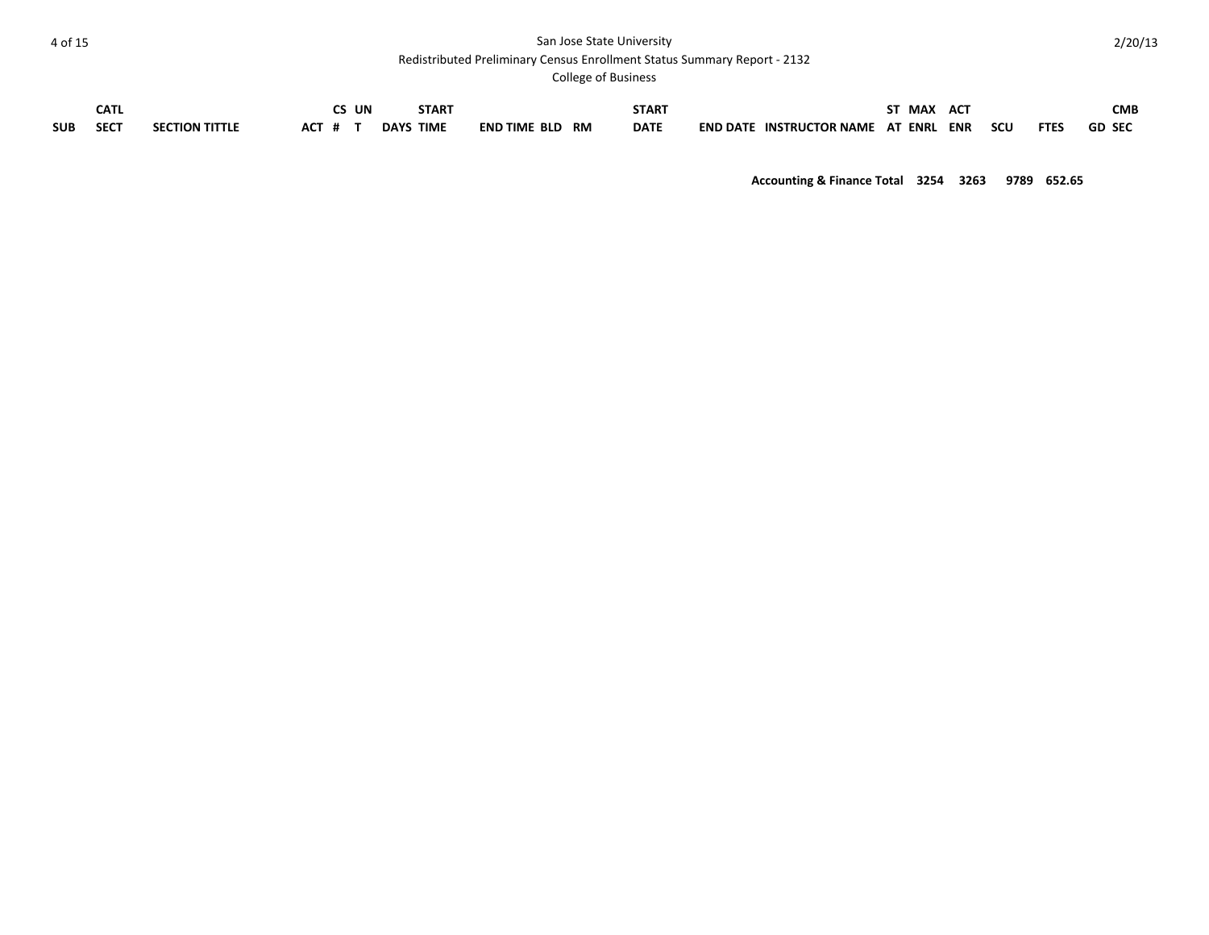San Jose State University

Redistributed Preliminary Census Enrollment Status Summary Report - 2132

College of Business

| SUB | CATL SECT | SECTION TITTLE | ACT | CS # | UN T | DAYS | START TIME | END TIME | BLD | RM | START DATE | END DATE | INSTRUCTOR NAME | ST AT | MAX ENRL | ACT ENR | SCU | FTES | GD | CMB SEC |
|---|---|---|---|---|---|---|---|---|---|---|---|---|---|---|---|---|---|---|---|---|
| | | | | | | | | | | | | | **Accounting & Finance Total** | | **3254** | **3263** | **9789** | **652.65** | | |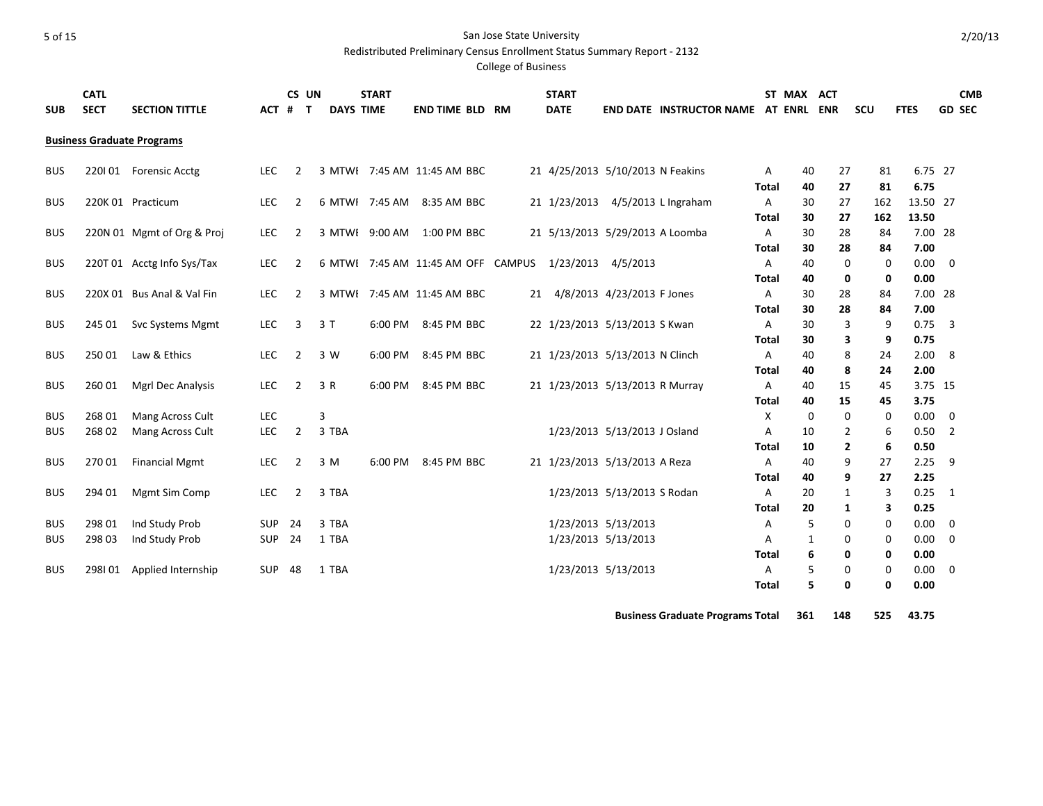San Jose State University

Redistributed Preliminary Census Enrollment Status Summary Report - 2132

College of Business

| SUB | CATL SECT | SECTION TITTLE | ACT | CS # | UN T | DAYS | START TIME | END TIME | BLD | RM | START DATE | END DATE | INSTRUCTOR NAME | ST AT | MAX ENRL | ACT ENR | SCU | FTES | GD | CMB SEC |
|---|---|---|---|---|---|---|---|---|---|---|---|---|---|---|---|---|---|---|---|---|
| **Business Graduate Programs** | | | | | | | | | | | | | | | | | | | | |
| BUS | 220I 01 | Forensic Acctg | LEC | 2 | 3 | MTWI | 7:45 AM | 11:45 AM | BBC | 21 | 4/25/2013 | 5/10/2013 | N Feakins | A | 40 | 27 | 81 | 6.75 | 27 | |
| | | | | | | | | | | | | | | **Total** | **40** | **27** | **81** | **6.75** | | |
| BUS | 220K 01 | Practicum | LEC | 2 | 6 | MTWI | 7:45 AM | 8:35 AM | BBC | 21 | 1/23/2013 | 4/5/2013 | L Ingraham | A | 30 | 27 | 162 | 13.50 | 27 | |
| | | | | | | | | | | | | | | **Total** | **30** | **27** | **162** | **13.50** | | |
| BUS | 220N 01 | Mgmt of Org & Proj | LEC | 2 | 3 | MTWI | 9:00 AM | 1:00 PM | BBC | 21 | 5/13/2013 | 5/29/2013 | A Loomba | A | 30 | 28 | 84 | 7.00 | 28 | |
| | | | | | | | | | | | | | | **Total** | **30** | **28** | **84** | **7.00** | | |
| BUS | 220T 01 | Acctg Info Sys/Tax | LEC | 2 | 6 | MTWI | 7:45 AM | 11:45 AM | OFF | CAMPUS | 1/23/2013 | 4/5/2013 | | A | 40 | 0 | 0 | 0.00 | 0 | |
| | | | | | | | | | | | | | | **Total** | **40** | **0** | **0** | **0.00** | | |
| BUS | 220X 01 | Bus Anal & Val Fin | LEC | 2 | 3 | MTWI | 7:45 AM | 11:45 AM | BBC | 21 | 4/8/2013 | 4/23/2013 | F Jones | A | 30 | 28 | 84 | 7.00 | 28 | |
| | | | | | | | | | | | | | | **Total** | **30** | **28** | **84** | **7.00** | | |
| BUS | 245 01 | Svc Systems Mgmt | LEC | 3 | 3 | T | 6:00 PM | 8:45 PM | BBC | 22 | 1/23/2013 | 5/13/2013 | S Kwan | A | 30 | 3 | 9 | 0.75 | 3 | |
| | | | | | | | | | | | | | | **Total** | **30** | **3** | **9** | **0.75** | | |
| BUS | 250 01 | Law & Ethics | LEC | 2 | 3 | W | 6:00 PM | 8:45 PM | BBC | 21 | 1/23/2013 | 5/13/2013 | N Clinch | A | 40 | 8 | 24 | 2.00 | 8 | |
| | | | | | | | | | | | | | | **Total** | **40** | **8** | **24** | **2.00** | | |
| BUS | 260 01 | Mgrl Dec Analysis | LEC | 2 | 3 | R | 6:00 PM | 8:45 PM | BBC | 21 | 1/23/2013 | 5/13/2013 | R Murray | A | 40 | 15 | 45 | 3.75 | 15 | |
| | | | | | | | | | | | | | | **Total** | **40** | **15** | **45** | **3.75** | | |
| BUS | 268 01 | Mang Across Cult | LEC | | 3 | | | | | | | | | X | 0 | 0 | 0 | 0.00 | 0 | |
| BUS | 268 02 | Mang Across Cult | LEC | 2 | 3 | TBA | | | | | 1/23/2013 | 5/13/2013 | J Osland | A | 10 | 2 | 6 | 0.50 | 2 | |
| | | | | | | | | | | | | | | **Total** | **10** | **2** | **6** | **0.50** | | |
| BUS | 270 01 | Financial Mgmt | LEC | 2 | 3 | M | 6:00 PM | 8:45 PM | BBC | 21 | 1/23/2013 | 5/13/2013 | A Reza | A | 40 | 9 | 27 | 2.25 | 9 | |
| | | | | | | | | | | | | | | **Total** | **40** | **9** | **27** | **2.25** | | |
| BUS | 294 01 | Mgmt Sim Comp | LEC | 2 | 3 | TBA | | | | | 1/23/2013 | 5/13/2013 | S Rodan | A | 20 | 1 | 3 | 0.25 | 1 | |
| | | | | | | | | | | | | | | **Total** | **20** | **1** | **3** | **0.25** | | |
| BUS | 298 01 | Ind Study Prob | SUP | 24 | 3 | TBA | | | | | 1/23/2013 | 5/13/2013 | | A | 5 | 0 | 0 | 0.00 | 0 | |
| BUS | 298 03 | Ind Study Prob | SUP | 24 | 1 | TBA | | | | | 1/23/2013 | 5/13/2013 | | A | 1 | 0 | 0 | 0.00 | 0 | |
| | | | | | | | | | | | | | | **Total** | **6** | **0** | **0** | **0.00** | | |
| BUS | 298I 01 | Applied Internship | SUP | 48 | 1 | TBA | | | | | 1/23/2013 | 5/13/2013 | | A | 5 | 0 | 0 | 0.00 | 0 | |
| | | | | | | | | | | | | | | **Total** | **5** | **0** | **0** | **0.00** | | |
| | | | | | | | | | | | | | **Business Graduate Programs Total** | | **361** | **148** | **525** | **43.75** | | |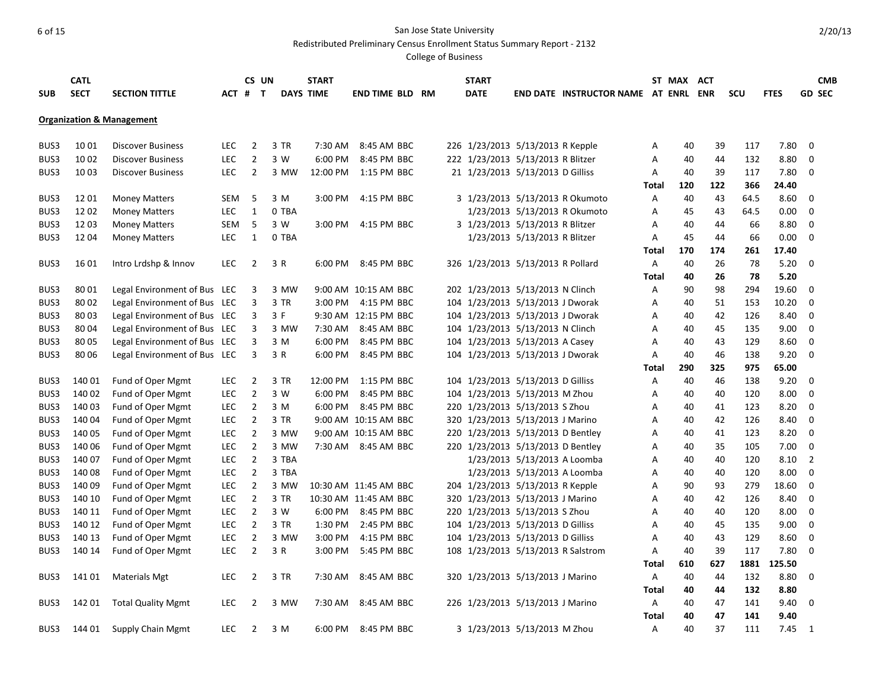San Jose State University

Redistributed Preliminary Census Enrollment Status Summary Report - 2132

College of Business

**Organization & Management**

| SUB | CATL SECT | SECTION TITTLE | ACT | CS # | UN T | DAYS | START TIME | END TIME | BLD | RM | START DATE | END DATE | INSTRUCTOR NAME | ST AT | MAX ENRL | ACT ENR | SCU | FTES | GD | CMB SEC |
|---|---|---|---|---|---|---|---|---|---|---|---|---|---|---|---|---|---|---|---|---|
| BUS3 | 10 01 | Discover Business | LEC | 2 | 3 | TR | 7:30 AM | 8:45 AM | BBC | 226 | 1/23/2013 | 5/13/2013 | R Kepple | A | 40 | 39 | 117 | 7.80 | 0 | |
| BUS3 | 10 02 | Discover Business | LEC | 2 | 3 | W | 6:00 PM | 8:45 PM | BBC | 222 | 1/23/2013 | 5/13/2013 | R Blitzer | A | 40 | 44 | 132 | 8.80 | 0 | |
| BUS3 | 10 03 | Discover Business | LEC | 2 | 3 | MW | 12:00 PM | 1:15 PM | BBC | 21 | 1/23/2013 | 5/13/2013 | D Gilliss | A | 40 | 39 | 117 | 7.80 | 0 | |
| | | | | | | | | | | | | | | **Total** | **120** | **122** | **366** | **24.40** | | |
| BUS3 | 12 01 | Money Matters | SEM | 5 | 3 | M | 3:00 PM | 4:15 PM | BBC | 3 | 1/23/2013 | 5/13/2013 | R Okumoto | A | 40 | 43 | 64.5 | 8.60 | 0 | |
| BUS3 | 12 02 | Money Matters | LEC | 1 | 0 | TBA | | | | | 1/23/2013 | 5/13/2013 | R Okumoto | A | 45 | 43 | 64.5 | 0.00 | 0 | |
| BUS3 | 12 03 | Money Matters | SEM | 5 | 3 | W | 3:00 PM | 4:15 PM | BBC | 3 | 1/23/2013 | 5/13/2013 | R Blitzer | A | 40 | 44 | 66 | 8.80 | 0 | |
| BUS3 | 12 04 | Money Matters | LEC | 1 | 0 | TBA | | | | | 1/23/2013 | 5/13/2013 | R Blitzer | A | 45 | 44 | 66 | 0.00 | 0 | |
| | | | | | | | | | | | | | | **Total** | **170** | **174** | **261** | **17.40** | | |
| BUS3 | 16 01 | Intro Lrdshp & Innov | LEC | 2 | 3 | R | 6:00 PM | 8:45 PM | BBC | 326 | 1/23/2013 | 5/13/2013 | R Pollard | A | 40 | 26 | 78 | 5.20 | 0 | |
| | | | | | | | | | | | | | | **Total** | **40** | **26** | **78** | **5.20** | | |
| BUS3 | 80 01 | Legal Environment of Bus | LEC | 3 | 3 | MW | 9:00 AM | 10:15 AM | BBC | 202 | 1/23/2013 | 5/13/2013 | N Clinch | A | 90 | 98 | 294 | 19.60 | 0 | |
| BUS3 | 80 02 | Legal Environment of Bus | LEC | 3 | 3 | TR | 3:00 PM | 4:15 PM | BBC | 104 | 1/23/2013 | 5/13/2013 | J Dworak | A | 40 | 51 | 153 | 10.20 | 0 | |
| BUS3 | 80 03 | Legal Environment of Bus | LEC | 3 | 3 | F | 9:30 AM | 12:15 PM | BBC | 104 | 1/23/2013 | 5/13/2013 | J Dworak | A | 40 | 42 | 126 | 8.40 | 0 | |
| BUS3 | 80 04 | Legal Environment of Bus | LEC | 3 | 3 | MW | 7:30 AM | 8:45 AM | BBC | 104 | 1/23/2013 | 5/13/2013 | N Clinch | A | 40 | 45 | 135 | 9.00 | 0 | |
| BUS3 | 80 05 | Legal Environment of Bus | LEC | 3 | 3 | M | 6:00 PM | 8:45 PM | BBC | 104 | 1/23/2013 | 5/13/2013 | A Casey | A | 40 | 43 | 129 | 8.60 | 0 | |
| BUS3 | 80 06 | Legal Environment of Bus | LEC | 3 | 3 | R | 6:00 PM | 8:45 PM | BBC | 104 | 1/23/2013 | 5/13/2013 | J Dworak | A | 40 | 46 | 138 | 9.20 | 0 | |
| | | | | | | | | | | | | | | **Total** | **290** | **325** | **975** | **65.00** | | |
| BUS3 | 140 01 | Fund of Oper Mgmt | LEC | 2 | 3 | TR | 12:00 PM | 1:15 PM | BBC | 104 | 1/23/2013 | 5/13/2013 | D Gilliss | A | 40 | 46 | 138 | 9.20 | 0 | |
| BUS3 | 140 02 | Fund of Oper Mgmt | LEC | 2 | 3 | W | 6:00 PM | 8:45 PM | BBC | 104 | 1/23/2013 | 5/13/2013 | M Zhou | A | 40 | 40 | 120 | 8.00 | 0 | |
| BUS3 | 140 03 | Fund of Oper Mgmt | LEC | 2 | 3 | M | 6:00 PM | 8:45 PM | BBC | 220 | 1/23/2013 | 5/13/2013 | S Zhou | A | 40 | 41 | 123 | 8.20 | 0 | |
| BUS3 | 140 04 | Fund of Oper Mgmt | LEC | 2 | 3 | TR | 9:00 AM | 10:15 AM | BBC | 320 | 1/23/2013 | 5/13/2013 | J Marino | A | 40 | 42 | 126 | 8.40 | 0 | |
| BUS3 | 140 05 | Fund of Oper Mgmt | LEC | 2 | 3 | MW | 9:00 AM | 10:15 AM | BBC | 220 | 1/23/2013 | 5/13/2013 | D Bentley | A | 40 | 41 | 123 | 8.20 | 0 | |
| BUS3 | 140 06 | Fund of Oper Mgmt | LEC | 2 | 3 | MW | 7:30 AM | 8:45 AM | BBC | 220 | 1/23/2013 | 5/13/2013 | D Bentley | A | 40 | 35 | 105 | 7.00 | 0 | |
| BUS3 | 140 07 | Fund of Oper Mgmt | LEC | 2 | 3 | TBA | | | | | 1/23/2013 | 5/13/2013 | A Loomba | A | 40 | 40 | 120 | 8.10 | 2 | |
| BUS3 | 140 08 | Fund of Oper Mgmt | LEC | 2 | 3 | TBA | | | | | 1/23/2013 | 5/13/2013 | A Loomba | A | 40 | 40 | 120 | 8.00 | 0 | |
| BUS3 | 140 09 | Fund of Oper Mgmt | LEC | 2 | 3 | MW | 10:30 AM | 11:45 AM | BBC | 204 | 1/23/2013 | 5/13/2013 | R Kepple | A | 90 | 93 | 279 | 18.60 | 0 | |
| BUS3 | 140 10 | Fund of Oper Mgmt | LEC | 2 | 3 | TR | 10:30 AM | 11:45 AM | BBC | 320 | 1/23/2013 | 5/13/2013 | J Marino | A | 40 | 42 | 126 | 8.40 | 0 | |
| BUS3 | 140 11 | Fund of Oper Mgmt | LEC | 2 | 3 | W | 6:00 PM | 8:45 PM | BBC | 220 | 1/23/2013 | 5/13/2013 | S Zhou | A | 40 | 40 | 120 | 8.00 | 0 | |
| BUS3 | 140 12 | Fund of Oper Mgmt | LEC | 2 | 3 | TR | 1:30 PM | 2:45 PM | BBC | 104 | 1/23/2013 | 5/13/2013 | D Gilliss | A | 40 | 45 | 135 | 9.00 | 0 | |
| BUS3 | 140 13 | Fund of Oper Mgmt | LEC | 2 | 3 | MW | 3:00 PM | 4:15 PM | BBC | 104 | 1/23/2013 | 5/13/2013 | D Gilliss | A | 40 | 43 | 129 | 8.60 | 0 | |
| BUS3 | 140 14 | Fund of Oper Mgmt | LEC | 2 | 3 | R | 3:00 PM | 5:45 PM | BBC | 108 | 1/23/2013 | 5/13/2013 | R Salstrom | A | 40 | 39 | 117 | 7.80 | 0 | |
| | | | | | | | | | | | | | | **Total** | **610** | **627** | **1881** | **125.50** | | |
| BUS3 | 141 01 | Materials Mgt | LEC | 2 | 3 | TR | 7:30 AM | 8:45 AM | BBC | 320 | 1/23/2013 | 5/13/2013 | J Marino | A | 40 | 44 | 132 | 8.80 | 0 | |
| | | | | | | | | | | | | | | **Total** | **40** | **44** | **132** | **8.80** | | |
| BUS3 | 142 01 | Total Quality Mgmt | LEC | 2 | 3 | MW | 7:30 AM | 8:45 AM | BBC | 226 | 1/23/2013 | 5/13/2013 | J Marino | A | 40 | 47 | 141 | 9.40 | 0 | |
| | | | | | | | | | | | | | | **Total** | **40** | **47** | **141** | **9.40** | | |
| BUS3 | 144 01 | Supply Chain Mgmt | LEC | 2 | 3 | M | 6:00 PM | 8:45 PM | BBC | 3 | 1/23/2013 | 5/13/2013 | M Zhou | A | 40 | 37 | 111 | 7.45 | 1 | |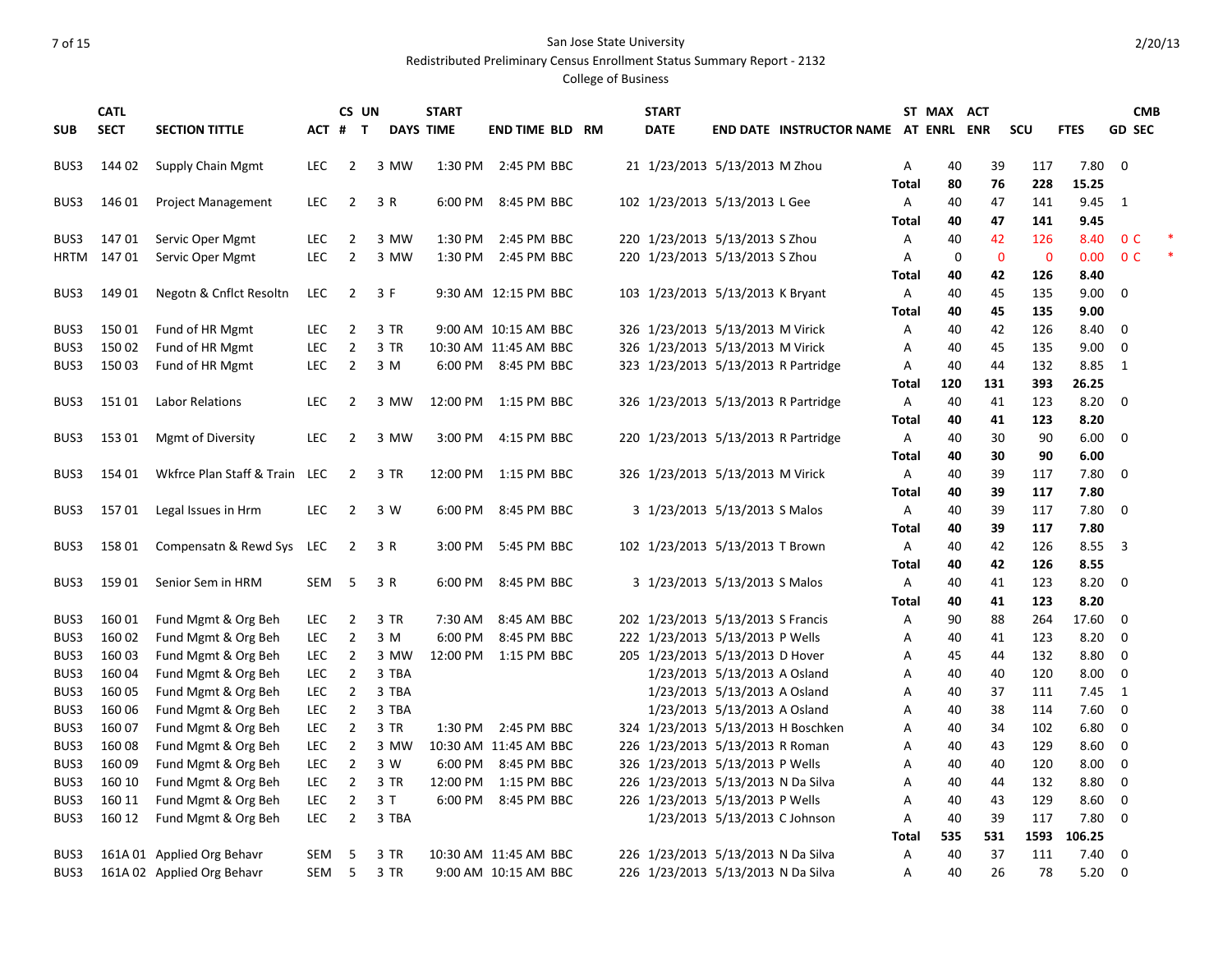San Jose State University

Redistributed Preliminary Census Enrollment Status Summary Report - 2132

College of Business

| SUB | CATL SECT | SECTION TITTLE | ACT | CS # | UN T | DAYS | START TIME | END TIME | BLD | RM | START DATE | END DATE | INSTRUCTOR NAME | ST AT | MAX ENRL | ACT ENR | SCU | FTES | GD | CMB SEC |
|---|---|---|---|---|---|---|---|---|---|---|---|---|---|---|---|---|---|---|---|---|
| BUS3 | 144 02 | Supply Chain Mgmt | LEC | 2 | 3 | MW | 1:30 PM | 2:45 PM | BBC | 21 | 1/23/2013 | 5/13/2013 | M Zhou | A | 40 | 39 | 117 | 7.80 | 0 | |
| | | | | | | | | | | | | | | **Total** | **80** | **76** | **228** | **15.25** | | |
| BUS3 | 146 01 | Project Management | LEC | 2 | 3 | R | 6:00 PM | 8:45 PM | BBC | 102 | 1/23/2013 | 5/13/2013 | L Gee | A | 40 | 47 | 141 | 9.45 | 1 | |
| | | | | | | | | | | | | | | **Total** | **40** | **47** | **141** | **9.45** | | |
| BUS3 | 147 01 | Servic Oper Mgmt | LEC | 2 | 3 | MW | 1:30 PM | 2:45 PM | BBC | 220 | 1/23/2013 | 5/13/2013 | S Zhou | A | 40 | 42 | 126 | 8.40 | 0 | C * |
| HRTM | 147 01 | Servic Oper Mgmt | LEC | 2 | 3 | MW | 1:30 PM | 2:45 PM | BBC | 220 | 1/23/2013 | 5/13/2013 | S Zhou | A | 0 | 0 | 0 | 0.00 | 0 | C * |
| | | | | | | | | | | | | | | **Total** | **40** | **42** | **126** | **8.40** | | |
| BUS3 | 149 01 | Negotn & Cnflct Resoltn | LEC | 2 | 3 | F | 9:30 AM | 12:15 PM | BBC | 103 | 1/23/2013 | 5/13/2013 | K Bryant | A | 40 | 45 | 135 | 9.00 | 0 | |
| | | | | | | | | | | | | | | **Total** | **40** | **45** | **135** | **9.00** | | |
| BUS3 | 150 01 | Fund of HR Mgmt | LEC | 2 | 3 | TR | 9:00 AM | 10:15 AM | BBC | 326 | 1/23/2013 | 5/13/2013 | M Virick | A | 40 | 42 | 126 | 8.40 | 0 | |
| BUS3 | 150 02 | Fund of HR Mgmt | LEC | 2 | 3 | TR | 10:30 AM | 11:45 AM | BBC | 326 | 1/23/2013 | 5/13/2013 | M Virick | A | 40 | 45 | 135 | 9.00 | 0 | |
| BUS3 | 150 03 | Fund of HR Mgmt | LEC | 2 | 3 | M | 6:00 PM | 8:45 PM | BBC | 323 | 1/23/2013 | 5/13/2013 | R Partridge | A | 40 | 44 | 132 | 8.85 | 1 | |
| | | | | | | | | | | | | | | **Total** | **120** | **131** | **393** | **26.25** | | |
| BUS3 | 151 01 | Labor Relations | LEC | 2 | 3 | MW | 12:00 PM | 1:15 PM | BBC | 326 | 1/23/2013 | 5/13/2013 | R Partridge | A | 40 | 41 | 123 | 8.20 | 0 | |
| | | | | | | | | | | | | | | **Total** | **40** | **41** | **123** | **8.20** | | |
| BUS3 | 153 01 | Mgmt of Diversity | LEC | 2 | 3 | MW | 3:00 PM | 4:15 PM | BBC | 220 | 1/23/2013 | 5/13/2013 | R Partridge | A | 40 | 30 | 90 | 6.00 | 0 | |
| | | | | | | | | | | | | | | **Total** | **40** | **30** | **90** | **6.00** | | |
| BUS3 | 154 01 | Wkfrce Plan Staff & Train | LEC | 2 | 3 | TR | 12:00 PM | 1:15 PM | BBC | 326 | 1/23/2013 | 5/13/2013 | M Virick | A | 40 | 39 | 117 | 7.80 | 0 | |
| | | | | | | | | | | | | | | **Total** | **40** | **39** | **117** | **7.80** | | |
| BUS3 | 157 01 | Legal Issues in Hrm | LEC | 2 | 3 | W | 6:00 PM | 8:45 PM | BBC | 3 | 1/23/2013 | 5/13/2013 | S Malos | A | 40 | 39 | 117 | 7.80 | 0 | |
| | | | | | | | | | | | | | | **Total** | **40** | **39** | **117** | **7.80** | | |
| BUS3 | 158 01 | Compensatn & Rewd Sys | LEC | 2 | 3 | R | 3:00 PM | 5:45 PM | BBC | 102 | 1/23/2013 | 5/13/2013 | T Brown | A | 40 | 42 | 126 | 8.55 | 3 | |
| | | | | | | | | | | | | | | **Total** | **40** | **42** | **126** | **8.55** | | |
| BUS3 | 159 01 | Senior Sem in HRM | SEM | 5 | 3 | R | 6:00 PM | 8:45 PM | BBC | 3 | 1/23/2013 | 5/13/2013 | S Malos | A | 40 | 41 | 123 | 8.20 | 0 | |
| | | | | | | | | | | | | | | **Total** | **40** | **41** | **123** | **8.20** | | |
| BUS3 | 160 01 | Fund Mgmt & Org Beh | LEC | 2 | 3 | TR | 7:30 AM | 8:45 AM | BBC | 202 | 1/23/2013 | 5/13/2013 | S Francis | A | 90 | 88 | 264 | 17.60 | 0 | |
| BUS3 | 160 02 | Fund Mgmt & Org Beh | LEC | 2 | 3 | M | 6:00 PM | 8:45 PM | BBC | 222 | 1/23/2013 | 5/13/2013 | P Wells | A | 40 | 41 | 123 | 8.20 | 0 | |
| BUS3 | 160 03 | Fund Mgmt & Org Beh | LEC | 2 | 3 | MW | 12:00 PM | 1:15 PM | BBC | 205 | 1/23/2013 | 5/13/2013 | D Hover | A | 45 | 44 | 132 | 8.80 | 0 | |
| BUS3 | 160 04 | Fund Mgmt & Org Beh | LEC | 2 | 3 | TBA | | | | | 1/23/2013 | 5/13/2013 | A Osland | A | 40 | 40 | 120 | 8.00 | 0 | |
| BUS3 | 160 05 | Fund Mgmt & Org Beh | LEC | 2 | 3 | TBA | | | | | 1/23/2013 | 5/13/2013 | A Osland | A | 40 | 37 | 111 | 7.45 | 1 | |
| BUS3 | 160 06 | Fund Mgmt & Org Beh | LEC | 2 | 3 | TBA | | | | | 1/23/2013 | 5/13/2013 | A Osland | A | 40 | 38 | 114 | 7.60 | 0 | |
| BUS3 | 160 07 | Fund Mgmt & Org Beh | LEC | 2 | 3 | TR | 1:30 PM | 2:45 PM | BBC | 324 | 1/23/2013 | 5/13/2013 | H Boschken | A | 40 | 34 | 102 | 6.80 | 0 | |
| BUS3 | 160 08 | Fund Mgmt & Org Beh | LEC | 2 | 3 | MW | 10:30 AM | 11:45 AM | BBC | 226 | 1/23/2013 | 5/13/2013 | R Roman | A | 40 | 43 | 129 | 8.60 | 0 | |
| BUS3 | 160 09 | Fund Mgmt & Org Beh | LEC | 2 | 3 | W | 6:00 PM | 8:45 PM | BBC | 326 | 1/23/2013 | 5/13/2013 | P Wells | A | 40 | 40 | 120 | 8.00 | 0 | |
| BUS3 | 160 10 | Fund Mgmt & Org Beh | LEC | 2 | 3 | TR | 12:00 PM | 1:15 PM | BBC | 226 | 1/23/2013 | 5/13/2013 | N Da Silva | A | 40 | 44 | 132 | 8.80 | 0 | |
| BUS3 | 160 11 | Fund Mgmt & Org Beh | LEC | 2 | 3 | T | 6:00 PM | 8:45 PM | BBC | 226 | 1/23/2013 | 5/13/2013 | P Wells | A | 40 | 43 | 129 | 8.60 | 0 | |
| BUS3 | 160 12 | Fund Mgmt & Org Beh | LEC | 2 | 3 | TBA | | | | | 1/23/2013 | 5/13/2013 | C Johnson | A | 40 | 39 | 117 | 7.80 | 0 | |
| | | | | | | | | | | | | | | **Total** | **535** | **531** | **1593** | **106.25** | | |
| BUS3 | 161A 01 | Applied Org Behavr | SEM | 5 | 3 | TR | 10:30 AM | 11:45 AM | BBC | 226 | 1/23/2013 | 5/13/2013 | N Da Silva | A | 40 | 37 | 111 | 7.40 | 0 | |
| BUS3 | 161A 02 | Applied Org Behavr | SEM | 5 | 3 | TR | 9:00 AM | 10:15 AM | BBC | 226 | 1/23/2013 | 5/13/2013 | N Da Silva | A | 40 | 26 | 78 | 5.20 | 0 | |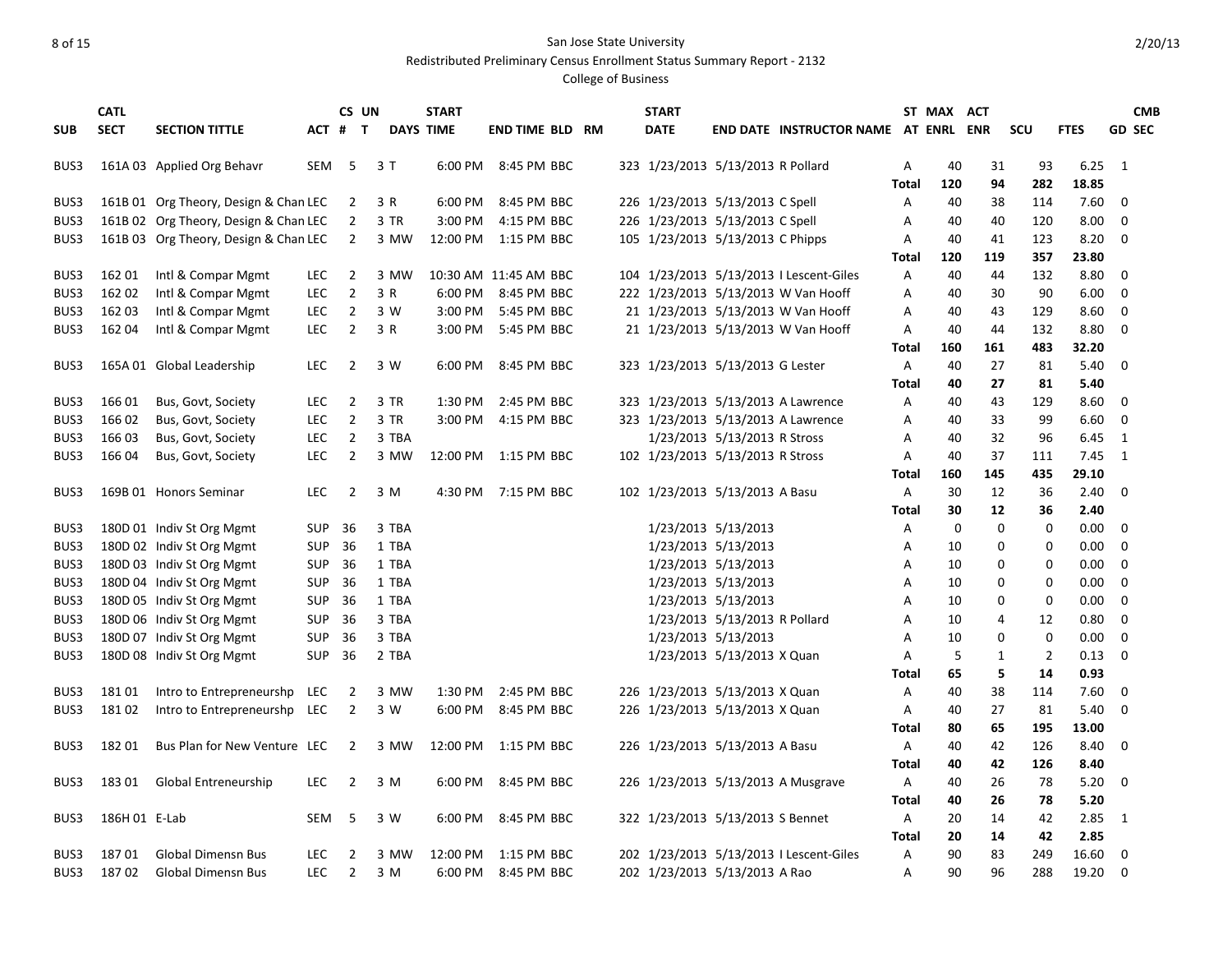San Jose State University

Redistributed Preliminary Census Enrollment Status Summary Report - 2132

College of Business

2/20/13

| SUB | CATL SECT | SECTION TITTLE | ACT | CS # | UN T | DAYS | START TIME | END TIME | BLD | RM | START DATE | END DATE | INSTRUCTOR NAME | ST AT | MAX ENRL | ACT ENR | SCU | FTES | GD | CMB SEC |
|---|---|---|---|---|---|---|---|---|---|---|---|---|---|---|---|---|---|---|---|---|
| BUS3 | 161A 03 | Applied Org Behavr | SEM | 5 | 3 | T | 6:00 PM | 8:45 PM | BBC | 323 | 1/23/2013 | 5/13/2013 | R Pollard | A | 40 | 31 | 93 | 6.25 | 1 | |
| | | | | | | | | | | | | | | Total | 120 | 94 | 282 | 18.85 | | |
| BUS3 | 161B 01 | Org Theory, Design & Chan | LEC | 2 | 3 | R | 6:00 PM | 8:45 PM | BBC | 226 | 1/23/2013 | 5/13/2013 | C Spell | A | 40 | 38 | 114 | 7.60 | 0 | |
| BUS3 | 161B 02 | Org Theory, Design & Chan | LEC | 2 | 3 | TR | 3:00 PM | 4:15 PM | BBC | 226 | 1/23/2013 | 5/13/2013 | C Spell | A | 40 | 40 | 120 | 8.00 | 0 | |
| BUS3 | 161B 03 | Org Theory, Design & Chan | LEC | 2 | 3 | MW | 12:00 PM | 1:15 PM | BBC | 105 | 1/23/2013 | 5/13/2013 | C Phipps | A | 40 | 41 | 123 | 8.20 | 0 | |
| | | | | | | | | | | | | | | Total | 120 | 119 | 357 | 23.80 | | |
| BUS3 | 162 01 | Intl & Compar Mgmt | LEC | 2 | 3 | MW | 10:30 AM | 11:45 AM | BBC | 104 | 1/23/2013 | 5/13/2013 | I Lescent-Giles | A | 40 | 44 | 132 | 8.80 | 0 | |
| BUS3 | 162 02 | Intl & Compar Mgmt | LEC | 2 | 3 | R | 6:00 PM | 8:45 PM | BBC | 222 | 1/23/2013 | 5/13/2013 | W Van Hooff | A | 40 | 30 | 90 | 6.00 | 0 | |
| BUS3 | 162 03 | Intl & Compar Mgmt | LEC | 2 | 3 | W | 3:00 PM | 5:45 PM | BBC | 21 | 1/23/2013 | 5/13/2013 | W Van Hooff | A | 40 | 43 | 129 | 8.60 | 0 | |
| BUS3 | 162 04 | Intl & Compar Mgmt | LEC | 2 | 3 | R | 3:00 PM | 5:45 PM | BBC | 21 | 1/23/2013 | 5/13/2013 | W Van Hooff | A | 40 | 44 | 132 | 8.80 | 0 | |
| | | | | | | | | | | | | | | Total | 160 | 161 | 483 | 32.20 | | |
| BUS3 | 165A 01 | Global Leadership | LEC | 2 | 3 | W | 6:00 PM | 8:45 PM | BBC | 323 | 1/23/2013 | 5/13/2013 | G Lester | A | 40 | 27 | 81 | 5.40 | 0 | |
| | | | | | | | | | | | | | | Total | 40 | 27 | 81 | 5.40 | | |
| BUS3 | 166 01 | Bus, Govt, Society | LEC | 2 | 3 | TR | 1:30 PM | 2:45 PM | BBC | 323 | 1/23/2013 | 5/13/2013 | A Lawrence | A | 40 | 43 | 129 | 8.60 | 0 | |
| BUS3 | 166 02 | Bus, Govt, Society | LEC | 2 | 3 | TR | 3:00 PM | 4:15 PM | BBC | 323 | 1/23/2013 | 5/13/2013 | A Lawrence | A | 40 | 33 | 99 | 6.60 | 0 | |
| BUS3 | 166 03 | Bus, Govt, Society | LEC | 2 | 3 | TBA | | | | | 1/23/2013 | 5/13/2013 | R Stross | A | 40 | 32 | 96 | 6.45 | 1 | |
| BUS3 | 166 04 | Bus, Govt, Society | LEC | 2 | 3 | MW | 12:00 PM | 1:15 PM | BBC | 102 | 1/23/2013 | 5/13/2013 | R Stross | A | 40 | 37 | 111 | 7.45 | 1 | |
| | | | | | | | | | | | | | | Total | 160 | 145 | 435 | 29.10 | | |
| BUS3 | 169B 01 | Honors Seminar | LEC | 2 | 3 | M | 4:30 PM | 7:15 PM | BBC | 102 | 1/23/2013 | 5/13/2013 | A Basu | A | 30 | 12 | 36 | 2.40 | 0 | |
| | | | | | | | | | | | | | | Total | 30 | 12 | 36 | 2.40 | | |
| BUS3 | 180D 01 | Indiv St Org Mgmt | SUP | 36 | 3 | TBA | | | | | 1/23/2013 | 5/13/2013 | | A | 0 | 0 | 0 | 0.00 | 0 | |
| BUS3 | 180D 02 | Indiv St Org Mgmt | SUP | 36 | 1 | TBA | | | | | 1/23/2013 | 5/13/2013 | | A | 10 | 0 | 0 | 0.00 | 0 | |
| BUS3 | 180D 03 | Indiv St Org Mgmt | SUP | 36 | 1 | TBA | | | | | 1/23/2013 | 5/13/2013 | | A | 10 | 0 | 0 | 0.00 | 0 | |
| BUS3 | 180D 04 | Indiv St Org Mgmt | SUP | 36 | 1 | TBA | | | | | 1/23/2013 | 5/13/2013 | | A | 10 | 0 | 0 | 0.00 | 0 | |
| BUS3 | 180D 05 | Indiv St Org Mgmt | SUP | 36 | 1 | TBA | | | | | 1/23/2013 | 5/13/2013 | | A | 10 | 0 | 0 | 0.00 | 0 | |
| BUS3 | 180D 06 | Indiv St Org Mgmt | SUP | 36 | 3 | TBA | | | | | 1/23/2013 | 5/13/2013 | R Pollard | A | 10 | 4 | 12 | 0.80 | 0 | |
| BUS3 | 180D 07 | Indiv St Org Mgmt | SUP | 36 | 3 | TBA | | | | | 1/23/2013 | 5/13/2013 | | A | 10 | 0 | 0 | 0.00 | 0 | |
| BUS3 | 180D 08 | Indiv St Org Mgmt | SUP | 36 | 2 | TBA | | | | | 1/23/2013 | 5/13/2013 | X Quan | A | 5 | 1 | 2 | 0.13 | 0 | |
| | | | | | | | | | | | | | | Total | 65 | 5 | 14 | 0.93 | | |
| BUS3 | 181 01 | Intro to Entrepreneurshp | LEC | 2 | 3 | MW | 1:30 PM | 2:45 PM | BBC | 226 | 1/23/2013 | 5/13/2013 | X Quan | A | 40 | 38 | 114 | 7.60 | 0 | |
| BUS3 | 181 02 | Intro to Entrepreneurshp | LEC | 2 | 3 | W | 6:00 PM | 8:45 PM | BBC | 226 | 1/23/2013 | 5/13/2013 | X Quan | A | 40 | 27 | 81 | 5.40 | 0 | |
| | | | | | | | | | | | | | | Total | 80 | 65 | 195 | 13.00 | | |
| BUS3 | 182 01 | Bus Plan for New Venture | LEC | 2 | 3 | MW | 12:00 PM | 1:15 PM | BBC | 226 | 1/23/2013 | 5/13/2013 | A Basu | A | 40 | 42 | 126 | 8.40 | 0 | |
| | | | | | | | | | | | | | | Total | 40 | 42 | 126 | 8.40 | | |
| BUS3 | 183 01 | Global Entreneurship | LEC | 2 | 3 | M | 6:00 PM | 8:45 PM | BBC | 226 | 1/23/2013 | 5/13/2013 | A Musgrave | A | 40 | 26 | 78 | 5.20 | 0 | |
| | | | | | | | | | | | | | | Total | 40 | 26 | 78 | 5.20 | | |
| BUS3 | 186H 01 | E-Lab | SEM | 5 | 3 | W | 6:00 PM | 8:45 PM | BBC | 322 | 1/23/2013 | 5/13/2013 | S Bennet | A | 20 | 14 | 42 | 2.85 | 1 | |
| | | | | | | | | | | | | | | Total | 20 | 14 | 42 | 2.85 | | |
| BUS3 | 187 01 | Global Dimensn Bus | LEC | 2 | 3 | MW | 12:00 PM | 1:15 PM | BBC | 202 | 1/23/2013 | 5/13/2013 | I Lescent-Giles | A | 90 | 83 | 249 | 16.60 | 0 | |
| BUS3 | 187 02 | Global Dimensn Bus | LEC | 2 | 3 | M | 6:00 PM | 8:45 PM | BBC | 202 | 1/23/2013 | 5/13/2013 | A Rao | A | 90 | 96 | 288 | 19.20 | 0 | |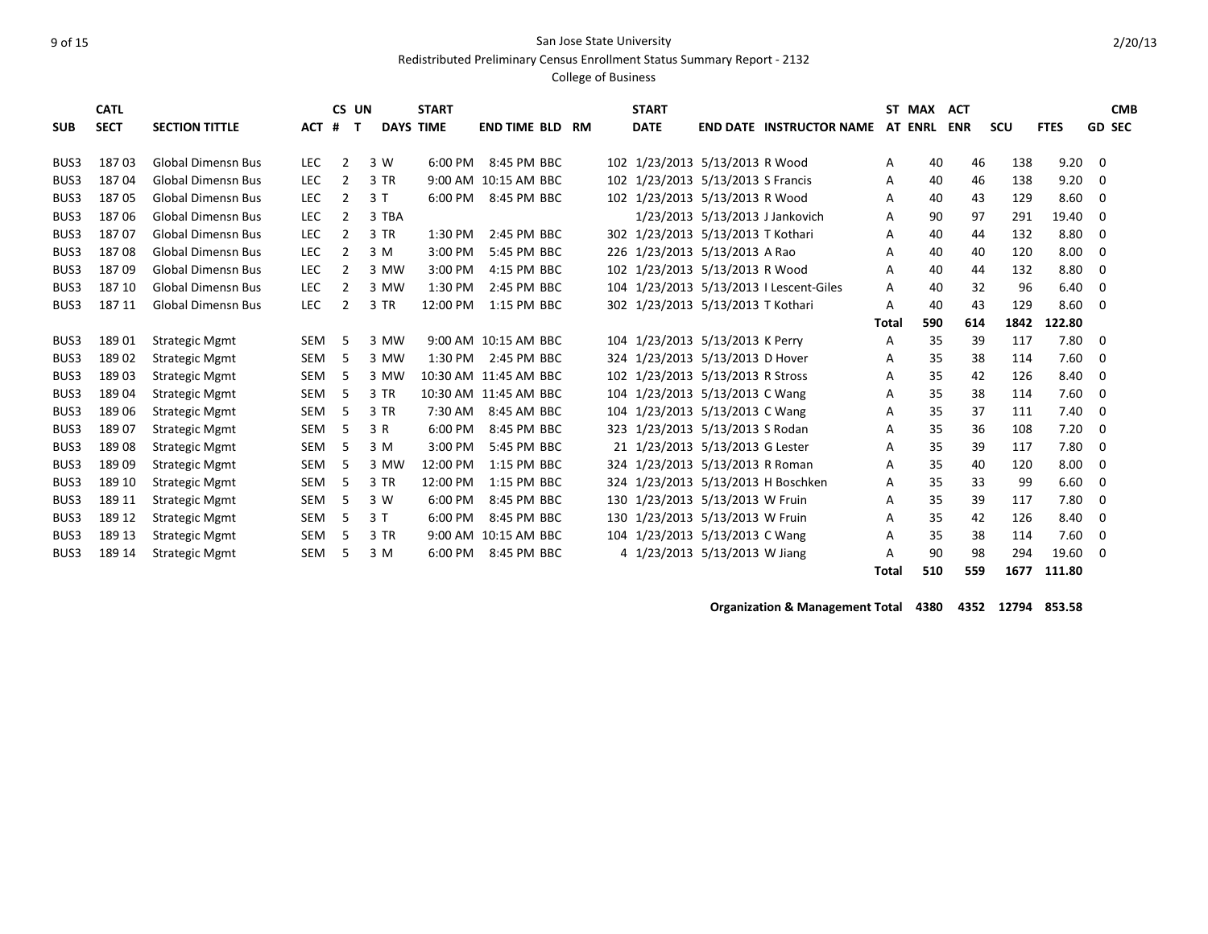San Jose State University

Redistributed Preliminary Census Enrollment Status Summary Report - 2132

College of Business

| SUB | CATL SECT | SECTION TITTLE | ACT | CS # | UN T | DAYS | START TIME | END TIME | BLD | RM | START DATE | END DATE | INSTRUCTOR NAME | ST AT | MAX ENRL | ACT ENR | SCU | FTES | GD | CMB SEC |
|---|---|---|---|---|---|---|---|---|---|---|---|---|---|---|---|---|---|---|---|---|
| BUS3 | 187 03 | Global Dimensn Bus | LEC | 2 | 3 | W | 6:00 PM | 8:45 PM | BBC | 102 | 1/23/2013 | 5/13/2013 | R Wood | A | 40 | 46 | 138 | 9.20 | 0 | |
| BUS3 | 187 04 | Global Dimensn Bus | LEC | 2 | 3 | TR | 9:00 AM | 10:15 AM | BBC | 102 | 1/23/2013 | 5/13/2013 | S Francis | A | 40 | 46 | 138 | 9.20 | 0 | |
| BUS3 | 187 05 | Global Dimensn Bus | LEC | 2 | 3 | T | 6:00 PM | 8:45 PM | BBC | 102 | 1/23/2013 | 5/13/2013 | R Wood | A | 40 | 43 | 129 | 8.60 | 0 | |
| BUS3 | 187 06 | Global Dimensn Bus | LEC | 2 | 3 | TBA | | | | | 1/23/2013 | 5/13/2013 | J Jankovich | A | 90 | 97 | 291 | 19.40 | 0 | |
| BUS3 | 187 07 | Global Dimensn Bus | LEC | 2 | 3 | TR | 1:30 PM | 2:45 PM | BBC | 302 | 1/23/2013 | 5/13/2013 | T Kothari | A | 40 | 44 | 132 | 8.80 | 0 | |
| BUS3 | 187 08 | Global Dimensn Bus | LEC | 2 | 3 | M | 3:00 PM | 5:45 PM | BBC | 226 | 1/23/2013 | 5/13/2013 | A Rao | A | 40 | 40 | 120 | 8.00 | 0 | |
| BUS3 | 187 09 | Global Dimensn Bus | LEC | 2 | 3 | MW | 3:00 PM | 4:15 PM | BBC | 102 | 1/23/2013 | 5/13/2013 | R Wood | A | 40 | 44 | 132 | 8.80 | 0 | |
| BUS3 | 187 10 | Global Dimensn Bus | LEC | 2 | 3 | MW | 1:30 PM | 2:45 PM | BBC | 104 | 1/23/2013 | 5/13/2013 | I Lescent-Giles | A | 40 | 32 | 96 | 6.40 | 0 | |
| BUS3 | 187 11 | Global Dimensn Bus | LEC | 2 | 3 | TR | 12:00 PM | 1:15 PM | BBC | 302 | 1/23/2013 | 5/13/2013 | T Kothari | A | 40 | 43 | 129 | 8.60 | 0 | |
| | | | | | | | | | | | | | | **Total** | **590** | **614** | **1842** | **122.80** | | |
| BUS3 | 189 01 | Strategic Mgmt | SEM | 5 | 3 | MW | 9:00 AM | 10:15 AM | BBC | 104 | 1/23/2013 | 5/13/2013 | K Perry | A | 35 | 39 | 117 | 7.80 | 0 | |
| BUS3 | 189 02 | Strategic Mgmt | SEM | 5 | 3 | MW | 1:30 PM | 2:45 PM | BBC | 324 | 1/23/2013 | 5/13/2013 | D Hover | A | 35 | 38 | 114 | 7.60 | 0 | |
| BUS3 | 189 03 | Strategic Mgmt | SEM | 5 | 3 | MW | 10:30 AM | 11:45 AM | BBC | 102 | 1/23/2013 | 5/13/2013 | R Stross | A | 35 | 42 | 126 | 8.40 | 0 | |
| BUS3 | 189 04 | Strategic Mgmt | SEM | 5 | 3 | TR | 10:30 AM | 11:45 AM | BBC | 104 | 1/23/2013 | 5/13/2013 | C Wang | A | 35 | 38 | 114 | 7.60 | 0 | |
| BUS3 | 189 06 | Strategic Mgmt | SEM | 5 | 3 | TR | 7:30 AM | 8:45 AM | BBC | 104 | 1/23/2013 | 5/13/2013 | C Wang | A | 35 | 37 | 111 | 7.40 | 0 | |
| BUS3 | 189 07 | Strategic Mgmt | SEM | 5 | 3 | R | 6:00 PM | 8:45 PM | BBC | 323 | 1/23/2013 | 5/13/2013 | S Rodan | A | 35 | 36 | 108 | 7.20 | 0 | |
| BUS3 | 189 08 | Strategic Mgmt | SEM | 5 | 3 | M | 3:00 PM | 5:45 PM | BBC | 21 | 1/23/2013 | 5/13/2013 | G Lester | A | 35 | 39 | 117 | 7.80 | 0 | |
| BUS3 | 189 09 | Strategic Mgmt | SEM | 5 | 3 | MW | 12:00 PM | 1:15 PM | BBC | 324 | 1/23/2013 | 5/13/2013 | R Roman | A | 35 | 40 | 120 | 8.00 | 0 | |
| BUS3 | 189 10 | Strategic Mgmt | SEM | 5 | 3 | TR | 12:00 PM | 1:15 PM | BBC | 324 | 1/23/2013 | 5/13/2013 | H Boschken | A | 35 | 33 | 99 | 6.60 | 0 | |
| BUS3 | 189 11 | Strategic Mgmt | SEM | 5 | 3 | W | 6:00 PM | 8:45 PM | BBC | 130 | 1/23/2013 | 5/13/2013 | W Fruin | A | 35 | 39 | 117 | 7.80 | 0 | |
| BUS3 | 189 12 | Strategic Mgmt | SEM | 5 | 3 | T | 6:00 PM | 8:45 PM | BBC | 130 | 1/23/2013 | 5/13/2013 | W Fruin | A | 35 | 42 | 126 | 8.40 | 0 | |
| BUS3 | 189 13 | Strategic Mgmt | SEM | 5 | 3 | TR | 9:00 AM | 10:15 AM | BBC | 104 | 1/23/2013 | 5/13/2013 | C Wang | A | 35 | 38 | 114 | 7.60 | 0 | |
| BUS3 | 189 14 | Strategic Mgmt | SEM | 5 | 3 | M | 6:00 PM | 8:45 PM | BBC | 4 | 1/23/2013 | 5/13/2013 | W Jiang | A | 90 | 98 | 294 | 19.60 | 0 | |
| | | | | | | | | | | | | | | **Total** | **510** | **559** | **1677** | **111.80** | | |
| | | | | | | | | | | | | | **Organization & Management Total** | | **4380** | **4352** | **12794** | **853.58** | | |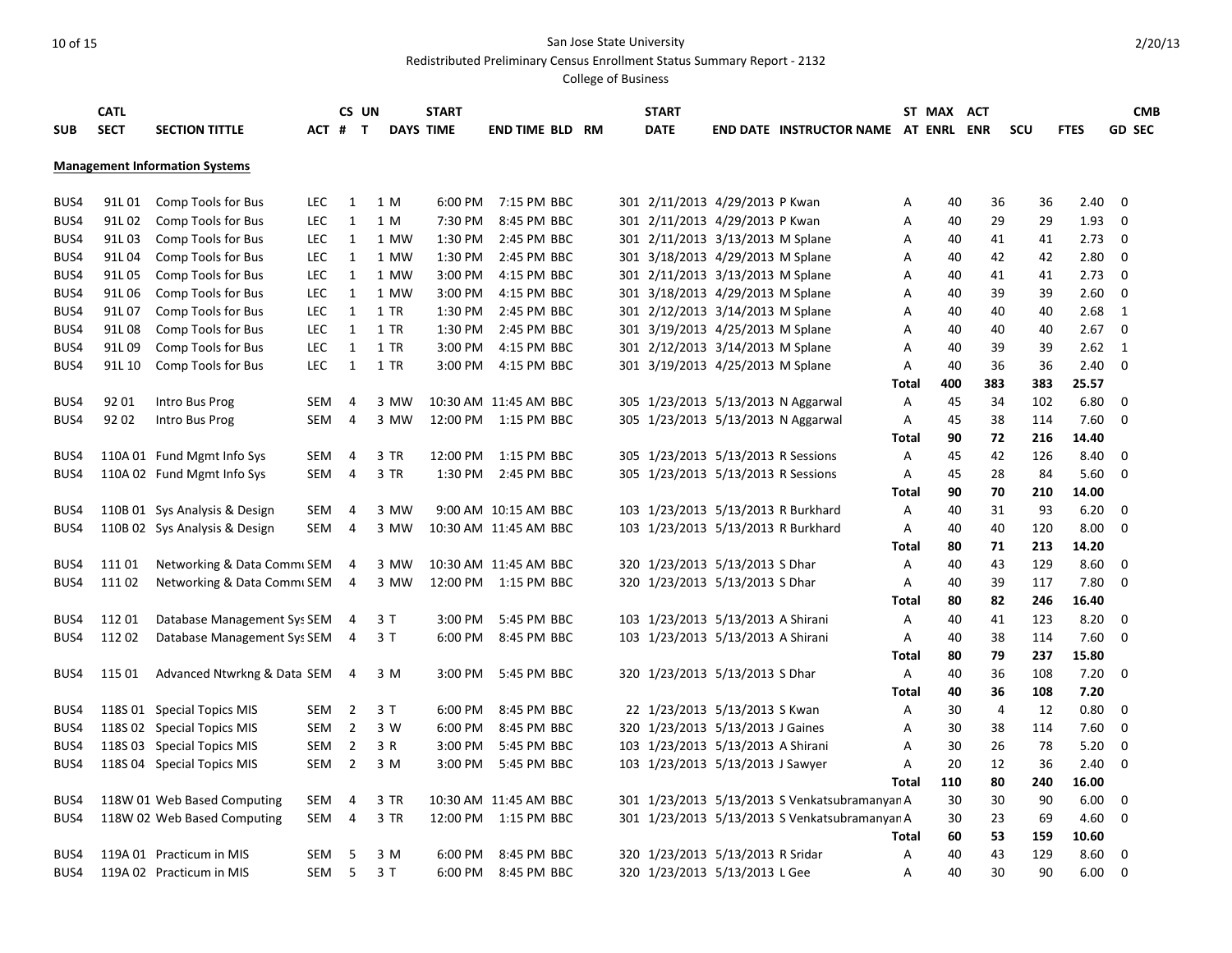San Jose State University

Redistributed Preliminary Census Enrollment Status Summary Report - 2132

College of Business

| SUB | CATL SECT | SECTION TITTLE | ACT | CS # | UN T | DAYS | START TIME | END TIME | BLD | RM | START DATE | END DATE | INSTRUCTOR NAME | ST AT | MAX ENRL | ACT ENR | SCU | FTES | CMB GD SEC |
|---|---|---|---|---|---|---|---|---|---|---|---|---|---|---|---|---|---|---|---|
| **Management Information Systems** | | | | | | | | | | | | | | | | | | | |
| BUS4 | 91L 01 | Comp Tools for Bus | LEC | 1 | 1 | M | 6:00 PM | 7:15 PM | BBC | 301 | 2/11/2013 | 4/29/2013 | P Kwan | A | 40 | 36 | 36 | 2.40 | 0 |
| BUS4 | 91L 02 | Comp Tools for Bus | LEC | 1 | 1 | M | 7:30 PM | 8:45 PM | BBC | 301 | 2/11/2013 | 4/29/2013 | P Kwan | A | 40 | 29 | 29 | 1.93 | 0 |
| BUS4 | 91L 03 | Comp Tools for Bus | LEC | 1 | 1 | MW | 1:30 PM | 2:45 PM | BBC | 301 | 2/11/2013 | 3/13/2013 | M Splane | A | 40 | 41 | 41 | 2.73 | 0 |
| BUS4 | 91L 04 | Comp Tools for Bus | LEC | 1 | 1 | MW | 1:30 PM | 2:45 PM | BBC | 301 | 3/18/2013 | 4/29/2013 | M Splane | A | 40 | 42 | 42 | 2.80 | 0 |
| BUS4 | 91L 05 | Comp Tools for Bus | LEC | 1 | 1 | MW | 3:00 PM | 4:15 PM | BBC | 301 | 2/11/2013 | 3/13/2013 | M Splane | A | 40 | 41 | 41 | 2.73 | 0 |
| BUS4 | 91L 06 | Comp Tools for Bus | LEC | 1 | 1 | MW | 3:00 PM | 4:15 PM | BBC | 301 | 3/18/2013 | 4/29/2013 | M Splane | A | 40 | 39 | 39 | 2.60 | 0 |
| BUS4 | 91L 07 | Comp Tools for Bus | LEC | 1 | 1 | TR | 1:30 PM | 2:45 PM | BBC | 301 | 2/12/2013 | 3/14/2013 | M Splane | A | 40 | 40 | 40 | 2.68 | 1 |
| BUS4 | 91L 08 | Comp Tools for Bus | LEC | 1 | 1 | TR | 1:30 PM | 2:45 PM | BBC | 301 | 3/19/2013 | 4/25/2013 | M Splane | A | 40 | 40 | 40 | 2.67 | 0 |
| BUS4 | 91L 09 | Comp Tools for Bus | LEC | 1 | 1 | TR | 3:00 PM | 4:15 PM | BBC | 301 | 2/12/2013 | 3/14/2013 | M Splane | A | 40 | 39 | 39 | 2.62 | 1 |
| BUS4 | 91L 10 | Comp Tools for Bus | LEC | 1 | 1 | TR | 3:00 PM | 4:15 PM | BBC | 301 | 3/19/2013 | 4/25/2013 | M Splane | A | 40 | 36 | 36 | 2.40 | 0 |
| | | | | | | | | | | | | | | **Total** | **400** | **383** | **383** | **25.57** | |
| BUS4 | 92 01 | Intro Bus Prog | SEM | 4 | 3 | MW | 10:30 AM | 11:45 AM | BBC | 305 | 1/23/2013 | 5/13/2013 | N Aggarwal | A | 45 | 34 | 102 | 6.80 | 0 |
| BUS4 | 92 02 | Intro Bus Prog | SEM | 4 | 3 | MW | 12:00 PM | 1:15 PM | BBC | 305 | 1/23/2013 | 5/13/2013 | N Aggarwal | A | 45 | 38 | 114 | 7.60 | 0 |
| | | | | | | | | | | | | | | **Total** | **90** | **72** | **216** | **14.40** | |
| BUS4 | 110A 01 | Fund Mgmt Info Sys | SEM | 4 | 3 | TR | 12:00 PM | 1:15 PM | BBC | 305 | 1/23/2013 | 5/13/2013 | R Sessions | A | 45 | 42 | 126 | 8.40 | 0 |
| BUS4 | 110A 02 | Fund Mgmt Info Sys | SEM | 4 | 3 | TR | 1:30 PM | 2:45 PM | BBC | 305 | 1/23/2013 | 5/13/2013 | R Sessions | A | 45 | 28 | 84 | 5.60 | 0 |
| | | | | | | | | | | | | | | **Total** | **90** | **70** | **210** | **14.00** | |
| BUS4 | 110B 01 | Sys Analysis & Design | SEM | 4 | 3 | MW | 9:00 AM | 10:15 AM | BBC | 103 | 1/23/2013 | 5/13/2013 | R Burkhard | A | 40 | 31 | 93 | 6.20 | 0 |
| BUS4 | 110B 02 | Sys Analysis & Design | SEM | 4 | 3 | MW | 10:30 AM | 11:45 AM | BBC | 103 | 1/23/2013 | 5/13/2013 | R Burkhard | A | 40 | 40 | 120 | 8.00 | 0 |
| | | | | | | | | | | | | | | **Total** | **80** | **71** | **213** | **14.20** | |
| BUS4 | 111 01 | Networking & Data Commu | SEM | 4 | 3 | MW | 10:30 AM | 11:45 AM | BBC | 320 | 1/23/2013 | 5/13/2013 | S Dhar | A | 40 | 43 | 129 | 8.60 | 0 |
| BUS4 | 111 02 | Networking & Data Commu | SEM | 4 | 3 | MW | 12:00 PM | 1:15 PM | BBC | 320 | 1/23/2013 | 5/13/2013 | S Dhar | A | 40 | 39 | 117 | 7.80 | 0 |
| | | | | | | | | | | | | | | **Total** | **80** | **82** | **246** | **16.40** | |
| BUS4 | 112 01 | Database Management Sys | SEM | 4 | 3 | T | 3:00 PM | 5:45 PM | BBC | 103 | 1/23/2013 | 5/13/2013 | A Shirani | A | 40 | 41 | 123 | 8.20 | 0 |
| BUS4 | 112 02 | Database Management Sys | SEM | 4 | 3 | T | 6:00 PM | 8:45 PM | BBC | 103 | 1/23/2013 | 5/13/2013 | A Shirani | A | 40 | 38 | 114 | 7.60 | 0 |
| | | | | | | | | | | | | | | **Total** | **80** | **79** | **237** | **15.80** | |
| BUS4 | 115 01 | Advanced Ntwrkng & Data | SEM | 4 | 3 | M | 3:00 PM | 5:45 PM | BBC | 320 | 1/23/2013 | 5/13/2013 | S Dhar | A | 40 | 36 | 108 | 7.20 | 0 |
| | | | | | | | | | | | | | | **Total** | **40** | **36** | **108** | **7.20** | |
| BUS4 | 118S 01 | Special Topics MIS | SEM | 2 | 3 | T | 6:00 PM | 8:45 PM | BBC | 22 | 1/23/2013 | 5/13/2013 | S Kwan | A | 30 | 4 | 12 | 0.80 | 0 |
| BUS4 | 118S 02 | Special Topics MIS | SEM | 2 | 3 | W | 6:00 PM | 8:45 PM | BBC | 320 | 1/23/2013 | 5/13/2013 | J Gaines | A | 30 | 38 | 114 | 7.60 | 0 |
| BUS4 | 118S 03 | Special Topics MIS | SEM | 2 | 3 | R | 3:00 PM | 5:45 PM | BBC | 103 | 1/23/2013 | 5/13/2013 | A Shirani | A | 30 | 26 | 78 | 5.20 | 0 |
| BUS4 | 118S 04 | Special Topics MIS | SEM | 2 | 3 | M | 3:00 PM | 5:45 PM | BBC | 103 | 1/23/2013 | 5/13/2013 | J Sawyer | A | 20 | 12 | 36 | 2.40 | 0 |
| | | | | | | | | | | | | | | **Total** | **110** | **80** | **240** | **16.00** | |
| BUS4 | 118W 01 | Web Based Computing | SEM | 4 | 3 | TR | 10:30 AM | 11:45 AM | BBC | 301 | 1/23/2013 | 5/13/2013 | S Venkatsubramanyan | A | 30 | 30 | 90 | 6.00 | 0 |
| BUS4 | 118W 02 | Web Based Computing | SEM | 4 | 3 | TR | 12:00 PM | 1:15 PM | BBC | 301 | 1/23/2013 | 5/13/2013 | S Venkatsubramanyan | A | 30 | 23 | 69 | 4.60 | 0 |
| | | | | | | | | | | | | | | **Total** | **60** | **53** | **159** | **10.60** | |
| BUS4 | 119A 01 | Practicum in MIS | SEM | 5 | 3 | M | 6:00 PM | 8:45 PM | BBC | 320 | 1/23/2013 | 5/13/2013 | R Sridar | A | 40 | 43 | 129 | 8.60 | 0 |
| BUS4 | 119A 02 | Practicum in MIS | SEM | 5 | 3 | T | 6:00 PM | 8:45 PM | BBC | 320 | 1/23/2013 | 5/13/2013 | L Gee | A | 40 | 30 | 90 | 6.00 | 0 |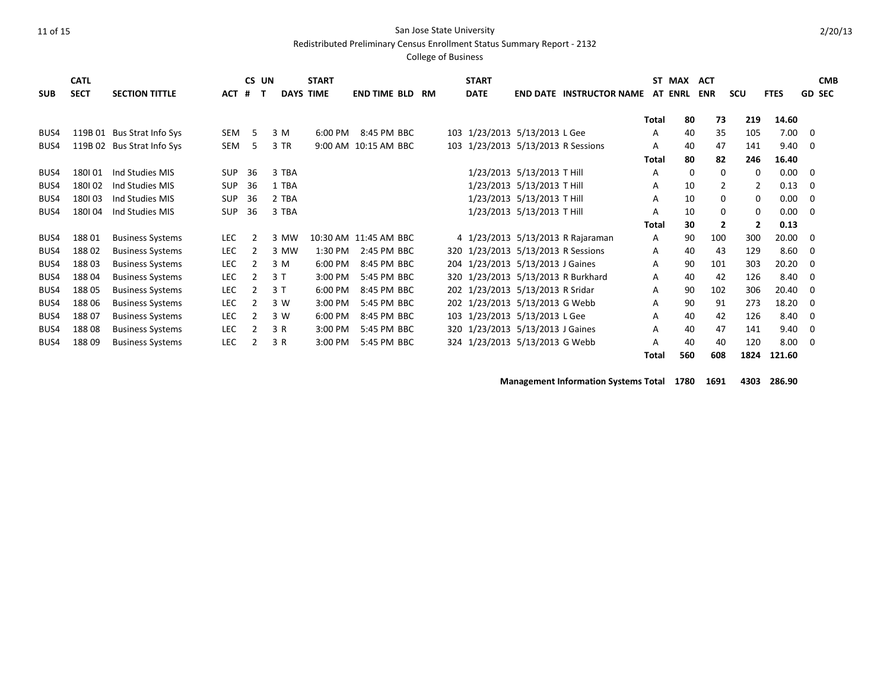San Jose State University

Redistributed Preliminary Census Enrollment Status Summary Report - 2132

College of Business

| SUB | CATL SECT | SECTION TITTLE | ACT | CS # | UN T | DAYS | START TIME | END TIME | BLD | RM | START DATE | END DATE | INSTRUCTOR NAME | ST AT | MAX ENRL | ACT ENR | SCU | FTES | CMB GD SEC |
|---|---|---|---|---|---|---|---|---|---|---|---|---|---|---|---|---|---|---|---|
| | | | | | | | | | | | | | | Total | 80 | 73 | 219 | 14.60 | |
| BUS4 | 119B 01 | Bus Strat Info Sys | SEM | 5 | 3 | M | 6:00 PM | 8:45 PM | BBC | 103 | 1/23/2013 | 5/13/2013 | L Gee | A | 40 | 35 | 105 | 7.00 | 0 |
| BUS4 | 119B 02 | Bus Strat Info Sys | SEM | 5 | 3 | TR | 9:00 AM | 10:15 AM | BBC | 103 | 1/23/2013 | 5/13/2013 | R Sessions | A | 40 | 47 | 141 | 9.40 | 0 |
| | | | | | | | | | | | | | | Total | 80 | 82 | 246 | 16.40 | |
| BUS4 | 180I 01 | Ind Studies MIS | SUP | 36 | 3 | TBA | | | | | 1/23/2013 | 5/13/2013 | T Hill | A | 0 | 0 | 0 | 0.00 | 0 |
| BUS4 | 180I 02 | Ind Studies MIS | SUP | 36 | 1 | TBA | | | | | 1/23/2013 | 5/13/2013 | T Hill | A | 10 | 2 | 2 | 0.13 | 0 |
| BUS4 | 180I 03 | Ind Studies MIS | SUP | 36 | 2 | TBA | | | | | 1/23/2013 | 5/13/2013 | T Hill | A | 10 | 0 | 0 | 0.00 | 0 |
| BUS4 | 180I 04 | Ind Studies MIS | SUP | 36 | 3 | TBA | | | | | 1/23/2013 | 5/13/2013 | T Hill | A | 10 | 0 | 0 | 0.00 | 0 |
| | | | | | | | | | | | | | | Total | 30 | 2 | 2 | 0.13 | |
| BUS4 | 188 01 | Business Systems | LEC | 2 | 3 | MW | 10:30 AM | 11:45 AM | BBC | 4 | 1/23/2013 | 5/13/2013 | R Rajaraman | A | 90 | 100 | 300 | 20.00 | 0 |
| BUS4 | 188 02 | Business Systems | LEC | 2 | 3 | MW | 1:30 PM | 2:45 PM | BBC | 320 | 1/23/2013 | 5/13/2013 | R Sessions | A | 40 | 43 | 129 | 8.60 | 0 |
| BUS4 | 188 03 | Business Systems | LEC | 2 | 3 | M | 6:00 PM | 8:45 PM | BBC | 204 | 1/23/2013 | 5/13/2013 | J Gaines | A | 90 | 101 | 303 | 20.20 | 0 |
| BUS4 | 188 04 | Business Systems | LEC | 2 | 3 | T | 3:00 PM | 5:45 PM | BBC | 320 | 1/23/2013 | 5/13/2013 | R Burkhard | A | 40 | 42 | 126 | 8.40 | 0 |
| BUS4 | 188 05 | Business Systems | LEC | 2 | 3 | T | 6:00 PM | 8:45 PM | BBC | 202 | 1/23/2013 | 5/13/2013 | R Sridar | A | 90 | 102 | 306 | 20.40 | 0 |
| BUS4 | 188 06 | Business Systems | LEC | 2 | 3 | W | 3:00 PM | 5:45 PM | BBC | 202 | 1/23/2013 | 5/13/2013 | G Webb | A | 90 | 91 | 273 | 18.20 | 0 |
| BUS4 | 188 07 | Business Systems | LEC | 2 | 3 | W | 6:00 PM | 8:45 PM | BBC | 103 | 1/23/2013 | 5/13/2013 | L Gee | A | 40 | 42 | 126 | 8.40 | 0 |
| BUS4 | 188 08 | Business Systems | LEC | 2 | 3 | R | 3:00 PM | 5:45 PM | BBC | 320 | 1/23/2013 | 5/13/2013 | J Gaines | A | 40 | 47 | 141 | 9.40 | 0 |
| BUS4 | 188 09 | Business Systems | LEC | 2 | 3 | R | 3:00 PM | 5:45 PM | BBC | 324 | 1/23/2013 | 5/13/2013 | G Webb | A | 40 | 40 | 120 | 8.00 | 0 |
| | | | | | | | | | | | | | | Total | 560 | 608 | 1824 | 121.60 | |

**Management Information Systems Total 1780 1691 4303 286.90**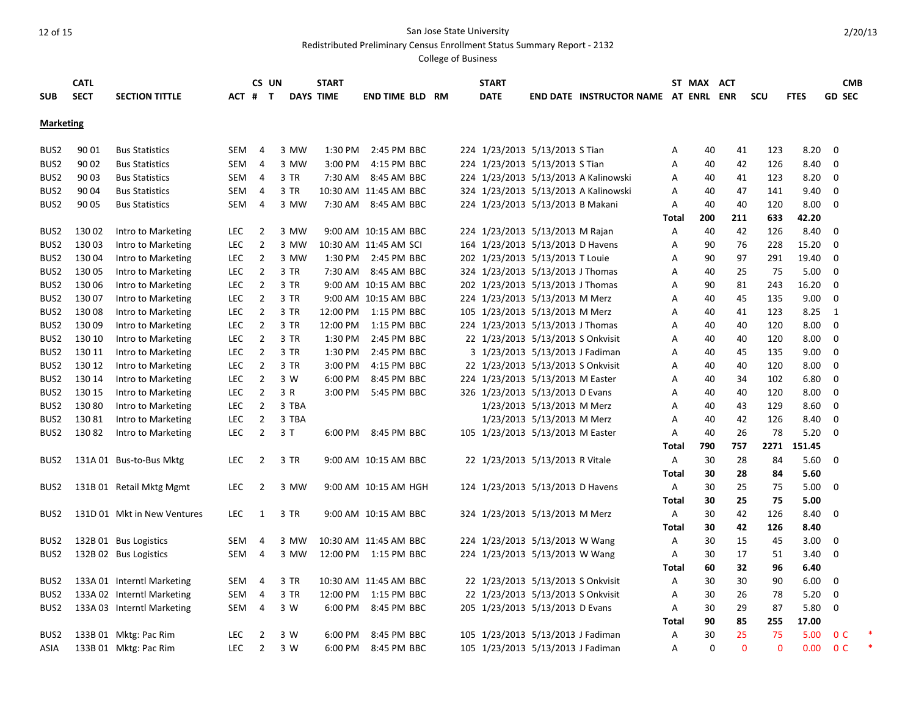San Jose State University

Redistributed Preliminary Census Enrollment Status Summary Report - 2132

College of Business

2/20/13

| SUB | CATL SECT | SECTION TITTLE | ACT | CS # | UN T | DAYS | START TIME | END TIME | BLD | RM | START DATE | END DATE | INSTRUCTOR NAME | ST AT | MAX ENRL | ACT ENR | SCU | FTES | GD | CMB SEC |  |
|---|---|---|---|---|---|---|---|---|---|---|---|---|---|---|---|---|---|---|---|---|---|
| **Marketing** | | | | | | | | | | | | | | | | | | | | | |
| BUS2 | 90 01 | Bus Statistics | SEM | 4 | 3 | MW | 1:30 PM | 2:45 PM | BBC | 224 | 1/23/2013 | 5/13/2013 | S Tian | A | 40 | 41 | 123 | 8.20 | 0 | | |
| BUS2 | 90 02 | Bus Statistics | SEM | 4 | 3 | MW | 3:00 PM | 4:15 PM | BBC | 224 | 1/23/2013 | 5/13/2013 | S Tian | A | 40 | 42 | 126 | 8.40 | 0 | | |
| BUS2 | 90 03 | Bus Statistics | SEM | 4 | 3 | TR | 7:30 AM | 8:45 AM | BBC | 224 | 1/23/2013 | 5/13/2013 | A Kalinowski | A | 40 | 41 | 123 | 8.20 | 0 | | |
| BUS2 | 90 04 | Bus Statistics | SEM | 4 | 3 | TR | 10:30 AM | 11:45 AM | BBC | 324 | 1/23/2013 | 5/13/2013 | A Kalinowski | A | 40 | 47 | 141 | 9.40 | 0 | | |
| BUS2 | 90 05 | Bus Statistics | SEM | 4 | 3 | MW | 7:30 AM | 8:45 AM | BBC | 224 | 1/23/2013 | 5/13/2013 | B Makani | A | 40 | 40 | 120 | 8.00 | 0 | | |
| | | | | | | | | | | | | | | **Total** | **200** | **211** | **633** | **42.20** | | | |
| BUS2 | 130 02 | Intro to Marketing | LEC | 2 | 3 | MW | 9:00 AM | 10:15 AM | BBC | 224 | 1/23/2013 | 5/13/2013 | M Rajan | A | 40 | 42 | 126 | 8.40 | 0 | | |
| BUS2 | 130 03 | Intro to Marketing | LEC | 2 | 3 | MW | 10:30 AM | 11:45 AM | SCI | 164 | 1/23/2013 | 5/13/2013 | D Havens | A | 90 | 76 | 228 | 15.20 | 0 | | |
| BUS2 | 130 04 | Intro to Marketing | LEC | 2 | 3 | MW | 1:30 PM | 2:45 PM | BBC | 202 | 1/23/2013 | 5/13/2013 | T Louie | A | 90 | 97 | 291 | 19.40 | 0 | | |
| BUS2 | 130 05 | Intro to Marketing | LEC | 2 | 3 | TR | 7:30 AM | 8:45 AM | BBC | 324 | 1/23/2013 | 5/13/2013 | J Thomas | A | 40 | 25 | 75 | 5.00 | 0 | | |
| BUS2 | 130 06 | Intro to Marketing | LEC | 2 | 3 | TR | 9:00 AM | 10:15 AM | BBC | 202 | 1/23/2013 | 5/13/2013 | J Thomas | A | 90 | 81 | 243 | 16.20 | 0 | | |
| BUS2 | 130 07 | Intro to Marketing | LEC | 2 | 3 | TR | 9:00 AM | 10:15 AM | BBC | 224 | 1/23/2013 | 5/13/2013 | M Merz | A | 40 | 45 | 135 | 9.00 | 0 | | |
| BUS2 | 130 08 | Intro to Marketing | LEC | 2 | 3 | TR | 12:00 PM | 1:15 PM | BBC | 105 | 1/23/2013 | 5/13/2013 | M Merz | A | 40 | 41 | 123 | 8.25 | 1 | | |
| BUS2 | 130 09 | Intro to Marketing | LEC | 2 | 3 | TR | 12:00 PM | 1:15 PM | BBC | 224 | 1/23/2013 | 5/13/2013 | J Thomas | A | 40 | 40 | 120 | 8.00 | 0 | | |
| BUS2 | 130 10 | Intro to Marketing | LEC | 2 | 3 | TR | 1:30 PM | 2:45 PM | BBC | 22 | 1/23/2013 | 5/13/2013 | S Onkvisit | A | 40 | 40 | 120 | 8.00 | 0 | | |
| BUS2 | 130 11 | Intro to Marketing | LEC | 2 | 3 | TR | 1:30 PM | 2:45 PM | BBC | 3 | 1/23/2013 | 5/13/2013 | J Fadiman | A | 40 | 45 | 135 | 9.00 | 0 | | |
| BUS2 | 130 12 | Intro to Marketing | LEC | 2 | 3 | TR | 3:00 PM | 4:15 PM | BBC | 22 | 1/23/2013 | 5/13/2013 | S Onkvisit | A | 40 | 40 | 120 | 8.00 | 0 | | |
| BUS2 | 130 14 | Intro to Marketing | LEC | 2 | 3 | W | 6:00 PM | 8:45 PM | BBC | 224 | 1/23/2013 | 5/13/2013 | M Easter | A | 40 | 34 | 102 | 6.80 | 0 | | |
| BUS2 | 130 15 | Intro to Marketing | LEC | 2 | 3 | R | 3:00 PM | 5:45 PM | BBC | 326 | 1/23/2013 | 5/13/2013 | D Evans | A | 40 | 40 | 120 | 8.00 | 0 | | |
| BUS2 | 130 80 | Intro to Marketing | LEC | 2 | 3 | TBA | | | | | 1/23/2013 | 5/13/2013 | M Merz | A | 40 | 43 | 129 | 8.60 | 0 | | |
| BUS2 | 130 81 | Intro to Marketing | LEC | 2 | 3 | TBA | | | | | 1/23/2013 | 5/13/2013 | M Merz | A | 40 | 42 | 126 | 8.40 | 0 | | |
| BUS2 | 130 82 | Intro to Marketing | LEC | 2 | 3 | T | 6:00 PM | 8:45 PM | BBC | 105 | 1/23/2013 | 5/13/2013 | M Easter | A | 40 | 26 | 78 | 5.20 | 0 | | |
| | | | | | | | | | | | | | | **Total** | **790** | **757** | **2271** | **151.45** | | | |
| BUS2 | 131A 01 | Bus-to-Bus Mktg | LEC | 2 | 3 | TR | 9:00 AM | 10:15 AM | BBC | 22 | 1/23/2013 | 5/13/2013 | R Vitale | A | 30 | 28 | 84 | 5.60 | 0 | | |
| | | | | | | | | | | | | | | **Total** | **30** | **28** | **84** | **5.60** | | | |
| BUS2 | 131B 01 | Retail Mktg Mgmt | LEC | 2 | 3 | MW | 9:00 AM | 10:15 AM | HGH | 124 | 1/23/2013 | 5/13/2013 | D Havens | A | 30 | 25 | 75 | 5.00 | 0 | | |
| | | | | | | | | | | | | | | **Total** | **30** | **25** | **75** | **5.00** | | | |
| BUS2 | 131D 01 | Mkt in New Ventures | LEC | 1 | 3 | TR | 9:00 AM | 10:15 AM | BBC | 324 | 1/23/2013 | 5/13/2013 | M Merz | A | 30 | 42 | 126 | 8.40 | 0 | | |
| | | | | | | | | | | | | | | **Total** | **30** | **42** | **126** | **8.40** | | | |
| BUS2 | 132B 01 | Bus Logistics | SEM | 4 | 3 | MW | 10:30 AM | 11:45 AM | BBC | 224 | 1/23/2013 | 5/13/2013 | W Wang | A | 30 | 15 | 45 | 3.00 | 0 | | |
| BUS2 | 132B 02 | Bus Logistics | SEM | 4 | 3 | MW | 12:00 PM | 1:15 PM | BBC | 224 | 1/23/2013 | 5/13/2013 | W Wang | A | 30 | 17 | 51 | 3.40 | 0 | | |
| | | | | | | | | | | | | | | **Total** | **60** | **32** | **96** | **6.40** | | | |
| BUS2 | 133A 01 | Interntl Marketing | SEM | 4 | 3 | TR | 10:30 AM | 11:45 AM | BBC | 22 | 1/23/2013 | 5/13/2013 | S Onkvisit | A | 30 | 30 | 90 | 6.00 | 0 | | |
| BUS2 | 133A 02 | Interntl Marketing | SEM | 4 | 3 | TR | 12:00 PM | 1:15 PM | BBC | 22 | 1/23/2013 | 5/13/2013 | S Onkvisit | A | 30 | 26 | 78 | 5.20 | 0 | | |
| BUS2 | 133A 03 | Interntl Marketing | SEM | 4 | 3 | W | 6:00 PM | 8:45 PM | BBC | 205 | 1/23/2013 | 5/13/2013 | D Evans | A | 30 | 29 | 87 | 5.80 | 0 | | |
| | | | | | | | | | | | | | | **Total** | **90** | **85** | **255** | **17.00** | | | |
| BUS2 | 133B 01 | Mktg: Pac Rim | LEC | 2 | 3 | W | 6:00 PM | 8:45 PM | BBC | 105 | 1/23/2013 | 5/13/2013 | J Fadiman | A | 30 | 25 | 75 | 5.00 | 0 | C | * |
| ASIA | 133B 01 | Mktg: Pac Rim | LEC | 2 | 3 | W | 6:00 PM | 8:45 PM | BBC | 105 | 1/23/2013 | 5/13/2013 | J Fadiman | A | 0 | 0 | 0 | 0.00 | 0 | C | * |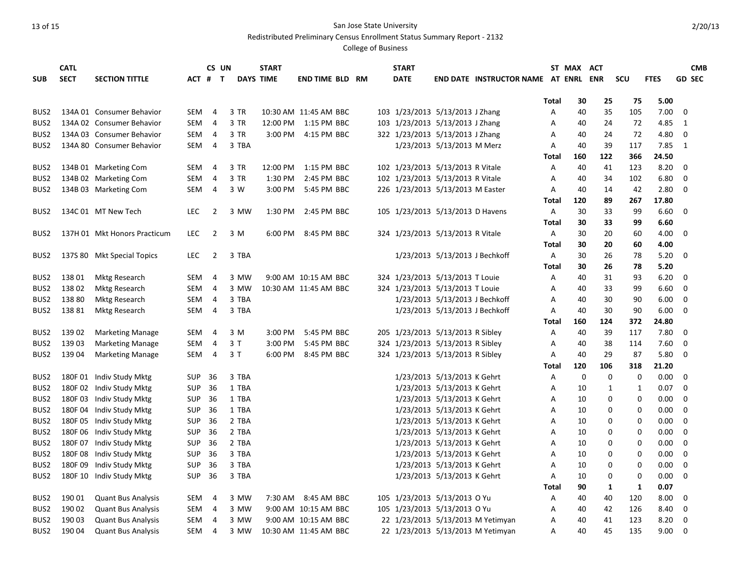San Jose State University

Redistributed Preliminary Census Enrollment Status Summary Report - 2132

College of Business

2/20/13

| SUB | CATL SECT | SECTION TITTLE | ACT | CS # | UN T | DAYS | START TIME | END TIME | BLD | RM | START DATE | END DATE | INSTRUCTOR NAME | ST AT | MAX ENRL | ACT ENR | SCU | FTES | CMB GD SEC |
|---|---|---|---|---|---|---|---|---|---|---|---|---|---|---|---|---|---|---|---|
| | | | | | | | | | | | | | | Total | 30 | 25 | 75 | 5.00 | |
| BUS2 | 134A 01 | Consumer Behavior | SEM | 4 | 3 | TR | 10:30 AM | 11:45 AM | BBC | 103 | 1/23/2013 | 5/13/2013 | J Zhang | A | 40 | 35 | 105 | 7.00 | 0 |
| BUS2 | 134A 02 | Consumer Behavior | SEM | 4 | 3 | TR | 12:00 PM | 1:15 PM | BBC | 103 | 1/23/2013 | 5/13/2013 | J Zhang | A | 40 | 24 | 72 | 4.85 | 1 |
| BUS2 | 134A 03 | Consumer Behavior | SEM | 4 | 3 | TR | 3:00 PM | 4:15 PM | BBC | 322 | 1/23/2013 | 5/13/2013 | J Zhang | A | 40 | 24 | 72 | 4.80 | 0 |
| BUS2 | 134A 80 | Consumer Behavior | SEM | 4 | 3 | TBA | | | | | 1/23/2013 | 5/13/2013 | M Merz | A | 40 | 39 | 117 | 7.85 | 1 |
| | | | | | | | | | | | | | | Total | 160 | 122 | 366 | 24.50 | |
| BUS2 | 134B 01 | Marketing Com | SEM | 4 | 3 | TR | 12:00 PM | 1:15 PM | BBC | 102 | 1/23/2013 | 5/13/2013 | R Vitale | A | 40 | 41 | 123 | 8.20 | 0 |
| BUS2 | 134B 02 | Marketing Com | SEM | 4 | 3 | TR | 1:30 PM | 2:45 PM | BBC | 102 | 1/23/2013 | 5/13/2013 | R Vitale | A | 40 | 34 | 102 | 6.80 | 0 |
| BUS2 | 134B 03 | Marketing Com | SEM | 4 | 3 | W | 3:00 PM | 5:45 PM | BBC | 226 | 1/23/2013 | 5/13/2013 | M Easter | A | 40 | 14 | 42 | 2.80 | 0 |
| | | | | | | | | | | | | | | Total | 120 | 89 | 267 | 17.80 | |
| BUS2 | 134C 01 | MT New Tech | LEC | 2 | 3 | MW | 1:30 PM | 2:45 PM | BBC | 105 | 1/23/2013 | 5/13/2013 | D Havens | A | 30 | 33 | 99 | 6.60 | 0 |
| | | | | | | | | | | | | | | Total | 30 | 33 | 99 | 6.60 | |
| BUS2 | 137H 01 | Mkt Honors Practicum | LEC | 2 | 3 | M | 6:00 PM | 8:45 PM | BBC | 324 | 1/23/2013 | 5/13/2013 | R Vitale | A | 30 | 20 | 60 | 4.00 | 0 |
| | | | | | | | | | | | | | | Total | 30 | 20 | 60 | 4.00 | |
| BUS2 | 137S 80 | Mkt Special Topics | LEC | 2 | 3 | TBA | | | | | 1/23/2013 | 5/13/2013 | J Bechkoff | A | 30 | 26 | 78 | 5.20 | 0 |
| | | | | | | | | | | | | | | Total | 30 | 26 | 78 | 5.20 | |
| BUS2 | 138 01 | Mktg Research | SEM | 4 | 3 | MW | 9:00 AM | 10:15 AM | BBC | 324 | 1/23/2013 | 5/13/2013 | T Louie | A | 40 | 31 | 93 | 6.20 | 0 |
| BUS2 | 138 02 | Mktg Research | SEM | 4 | 3 | MW | 10:30 AM | 11:45 AM | BBC | 324 | 1/23/2013 | 5/13/2013 | T Louie | A | 40 | 33 | 99 | 6.60 | 0 |
| BUS2 | 138 80 | Mktg Research | SEM | 4 | 3 | TBA | | | | | 1/23/2013 | 5/13/2013 | J Bechkoff | A | 40 | 30 | 90 | 6.00 | 0 |
| BUS2 | 138 81 | Mktg Research | SEM | 4 | 3 | TBA | | | | | 1/23/2013 | 5/13/2013 | J Bechkoff | A | 40 | 30 | 90 | 6.00 | 0 |
| | | | | | | | | | | | | | | Total | 160 | 124 | 372 | 24.80 | |
| BUS2 | 139 02 | Marketing Manage | SEM | 4 | 3 | M | 3:00 PM | 5:45 PM | BBC | 205 | 1/23/2013 | 5/13/2013 | R Sibley | A | 40 | 39 | 117 | 7.80 | 0 |
| BUS2 | 139 03 | Marketing Manage | SEM | 4 | 3 | T | 3:00 PM | 5:45 PM | BBC | 324 | 1/23/2013 | 5/13/2013 | R Sibley | A | 40 | 38 | 114 | 7.60 | 0 |
| BUS2 | 139 04 | Marketing Manage | SEM | 4 | 3 | T | 6:00 PM | 8:45 PM | BBC | 324 | 1/23/2013 | 5/13/2013 | R Sibley | A | 40 | 29 | 87 | 5.80 | 0 |
| | | | | | | | | | | | | | | Total | 120 | 106 | 318 | 21.20 | |
| BUS2 | 180F 01 | Indiv Study Mktg | SUP | 36 | 3 | TBA | | | | | 1/23/2013 | 5/13/2013 | K Gehrt | A | 0 | 0 | 0 | 0.00 | 0 |
| BUS2 | 180F 02 | Indiv Study Mktg | SUP | 36 | 1 | TBA | | | | | 1/23/2013 | 5/13/2013 | K Gehrt | A | 10 | 1 | 1 | 0.07 | 0 |
| BUS2 | 180F 03 | Indiv Study Mktg | SUP | 36 | 1 | TBA | | | | | 1/23/2013 | 5/13/2013 | K Gehrt | A | 10 | 0 | 0 | 0.00 | 0 |
| BUS2 | 180F 04 | Indiv Study Mktg | SUP | 36 | 1 | TBA | | | | | 1/23/2013 | 5/13/2013 | K Gehrt | A | 10 | 0 | 0 | 0.00 | 0 |
| BUS2 | 180F 05 | Indiv Study Mktg | SUP | 36 | 2 | TBA | | | | | 1/23/2013 | 5/13/2013 | K Gehrt | A | 10 | 0 | 0 | 0.00 | 0 |
| BUS2 | 180F 06 | Indiv Study Mktg | SUP | 36 | 2 | TBA | | | | | 1/23/2013 | 5/13/2013 | K Gehrt | A | 10 | 0 | 0 | 0.00 | 0 |
| BUS2 | 180F 07 | Indiv Study Mktg | SUP | 36 | 2 | TBA | | | | | 1/23/2013 | 5/13/2013 | K Gehrt | A | 10 | 0 | 0 | 0.00 | 0 |
| BUS2 | 180F 08 | Indiv Study Mktg | SUP | 36 | 3 | TBA | | | | | 1/23/2013 | 5/13/2013 | K Gehrt | A | 10 | 0 | 0 | 0.00 | 0 |
| BUS2 | 180F 09 | Indiv Study Mktg | SUP | 36 | 3 | TBA | | | | | 1/23/2013 | 5/13/2013 | K Gehrt | A | 10 | 0 | 0 | 0.00 | 0 |
| BUS2 | 180F 10 | Indiv Study Mktg | SUP | 36 | 3 | TBA | | | | | 1/23/2013 | 5/13/2013 | K Gehrt | A | 10 | 0 | 0 | 0.00 | 0 |
| | | | | | | | | | | | | | | Total | 90 | 1 | 1 | 0.07 | |
| BUS2 | 190 01 | Quant Bus Analysis | SEM | 4 | 3 | MW | 7:30 AM | 8:45 AM | BBC | 105 | 1/23/2013 | 5/13/2013 | O Yu | A | 40 | 40 | 120 | 8.00 | 0 |
| BUS2 | 190 02 | Quant Bus Analysis | SEM | 4 | 3 | MW | 9:00 AM | 10:15 AM | BBC | 105 | 1/23/2013 | 5/13/2013 | O Yu | A | 40 | 42 | 126 | 8.40 | 0 |
| BUS2 | 190 03 | Quant Bus Analysis | SEM | 4 | 3 | MW | 9:00 AM | 10:15 AM | BBC | 22 | 1/23/2013 | 5/13/2013 | M Yetimyan | A | 40 | 41 | 123 | 8.20 | 0 |
| BUS2 | 190 04 | Quant Bus Analysis | SEM | 4 | 3 | MW | 10:30 AM | 11:45 AM | BBC | 22 | 1/23/2013 | 5/13/2013 | M Yetimyan | A | 40 | 45 | 135 | 9.00 | 0 |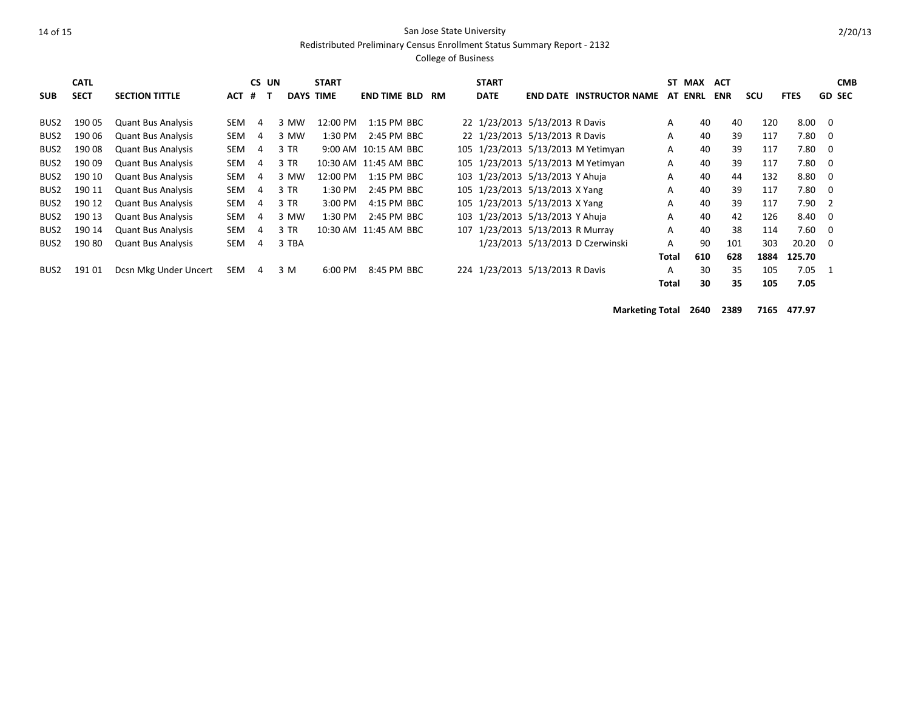San Jose State University

Redistributed Preliminary Census Enrollment Status Summary Report - 2132

College of Business

| SUB | CATL SECT | SECTION TITTLE | ACT # | CS # | UN T | DAYS | START TIME | END TIME | BLD | RM | START DATE | END DATE | INSTRUCTOR NAME | ST AT | MAX ENRL | ACT ENR | SCU | FTES | GD | CMB SEC |
|---|---|---|---|---|---|---|---|---|---|---|---|---|---|---|---|---|---|---|---|---|
| BUS2 | 190 05 | Quant Bus Analysis | SEM | 4 | 3 | MW | 12:00 PM | 1:15 PM | BBC | 22 | 1/23/2013 | 5/13/2013 | R Davis | A | 40 | 40 | 120 | 8.00 | 0 | |
| BUS2 | 190 06 | Quant Bus Analysis | SEM | 4 | 3 | MW | 1:30 PM | 2:45 PM | BBC | 22 | 1/23/2013 | 5/13/2013 | R Davis | A | 40 | 39 | 117 | 7.80 | 0 | |
| BUS2 | 190 08 | Quant Bus Analysis | SEM | 4 | 3 | TR | 9:00 AM | 10:15 AM | BBC | 105 | 1/23/2013 | 5/13/2013 | M Yetimyan | A | 40 | 39 | 117 | 7.80 | 0 | |
| BUS2 | 190 09 | Quant Bus Analysis | SEM | 4 | 3 | TR | 10:30 AM | 11:45 AM | BBC | 105 | 1/23/2013 | 5/13/2013 | M Yetimyan | A | 40 | 39 | 117 | 7.80 | 0 | |
| BUS2 | 190 10 | Quant Bus Analysis | SEM | 4 | 3 | MW | 12:00 PM | 1:15 PM | BBC | 103 | 1/23/2013 | 5/13/2013 | Y Ahuja | A | 40 | 44 | 132 | 8.80 | 0 | |
| BUS2 | 190 11 | Quant Bus Analysis | SEM | 4 | 3 | TR | 1:30 PM | 2:45 PM | BBC | 105 | 1/23/2013 | 5/13/2013 | X Yang | A | 40 | 39 | 117 | 7.80 | 0 | |
| BUS2 | 190 12 | Quant Bus Analysis | SEM | 4 | 3 | TR | 3:00 PM | 4:15 PM | BBC | 105 | 1/23/2013 | 5/13/2013 | X Yang | A | 40 | 39 | 117 | 7.90 | 2 | |
| BUS2 | 190 13 | Quant Bus Analysis | SEM | 4 | 3 | MW | 1:30 PM | 2:45 PM | BBC | 103 | 1/23/2013 | 5/13/2013 | Y Ahuja | A | 40 | 42 | 126 | 8.40 | 0 | |
| BUS2 | 190 14 | Quant Bus Analysis | SEM | 4 | 3 | TR | 10:30 AM | 11:45 AM | BBC | 107 | 1/23/2013 | 5/13/2013 | R Murray | A | 40 | 38 | 114 | 7.60 | 0 | |
| BUS2 | 190 80 | Quant Bus Analysis | SEM | 4 | 3 | TBA | | | | | 1/23/2013 | 5/13/2013 | D Czerwinski | A | 90 | 101 | 303 | 20.20 | 0 | |
| | | | | | | | | | | | | | | **Total** | **610** | **628** | **1884** | **125.70** | | |
| BUS2 | 191 01 | Dcsn Mkg Under Uncert | SEM | 4 | 3 | M | 6:00 PM | 8:45 PM | BBC | 224 | 1/23/2013 | 5/13/2013 | R Davis | A | 30 | 35 | 105 | 7.05 | 1 | |
| | | | | | | | | | | | | | | **Total** | **30** | **35** | **105** | **7.05** | | |
| | | | | | | | | | | | | | **Marketing Total** | | **2640** | **2389** | **7165** | **477.97** | | |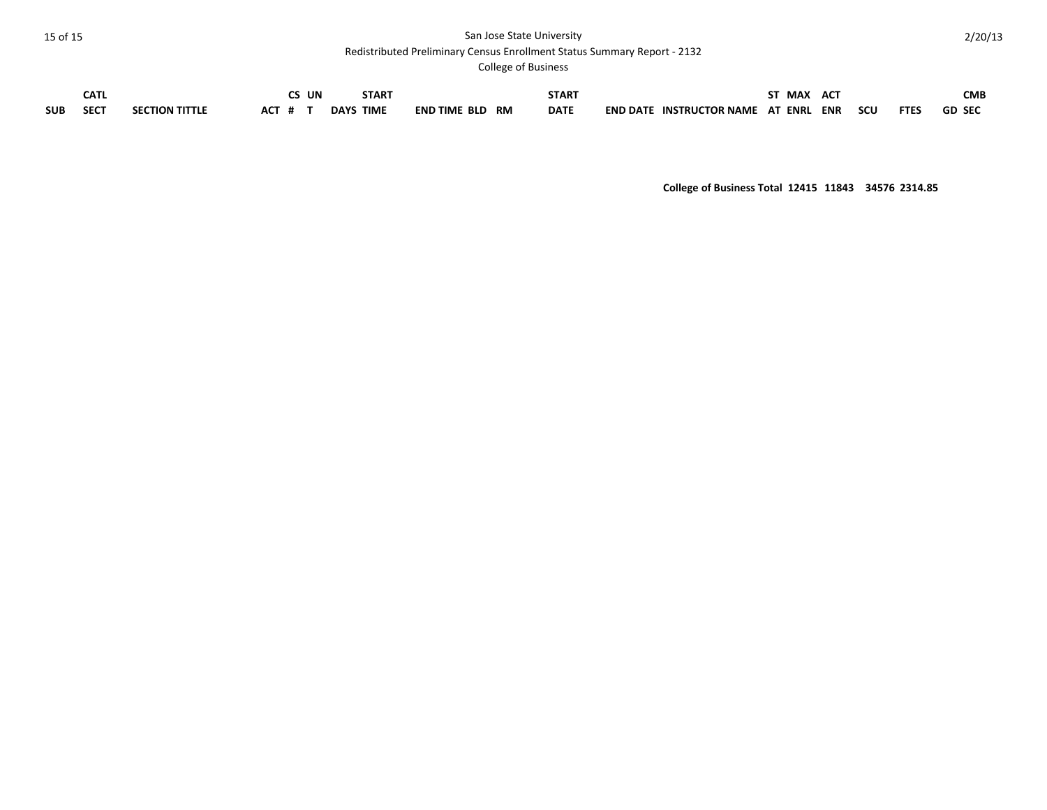| SUB | CATL SECT | SECTION TITTLE | ACT | CS # | UN T | DAYS | START TIME | END TIME | BLD | RM | START DATE | END DATE | INSTRUCTOR NAME | ST AT | MAX ENRL | ACT ENR | SCU | FTES | GD | CMB SEC |
|---|---|---|---|---|---|---|---|---|---|---|---|---|---|---|---|---|---|---|---|---|
| | | | | | | | | | | | | | College of Business Total | | 12415 | 11843 | 34576 | 2314.85 | | |